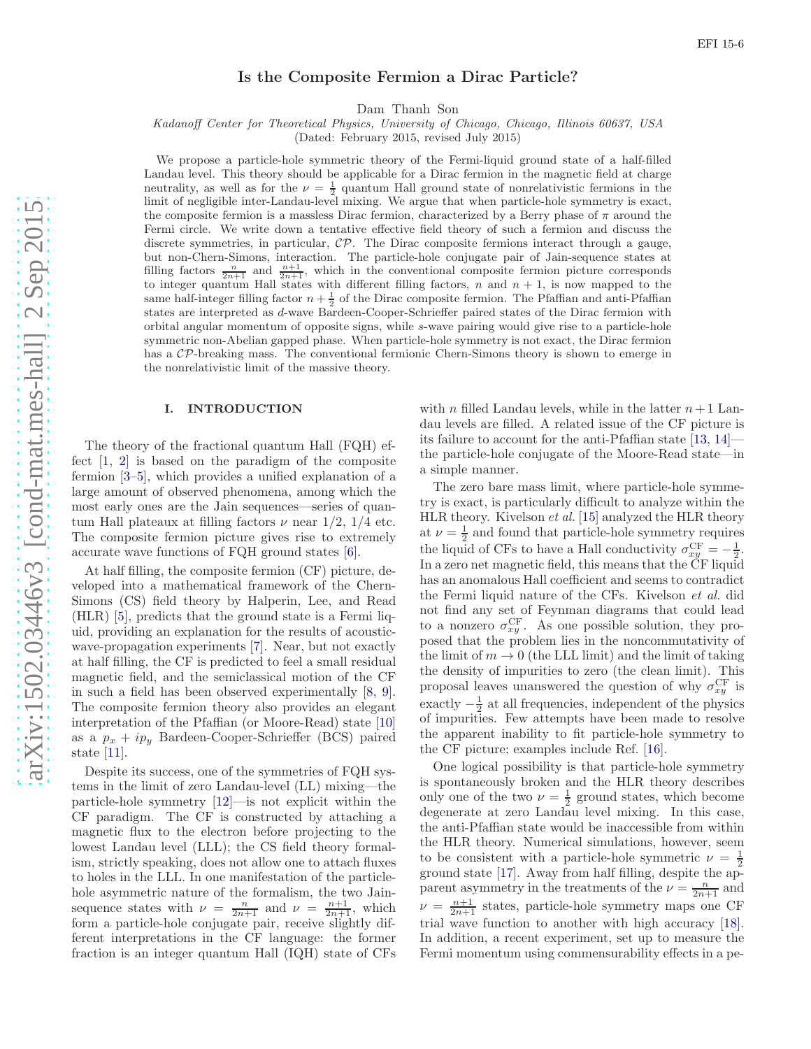EFI 15-6

# Is the Composite Fermion a Dirac Particle?

Dam Thanh Son

*Kadanoff Center for Theoretical Physics, University of Chicago, Chicago, Illinois 60637, USA*

(Dated: February 2015, revised July 2015)

We propose a particle-hole symmetric theory of the Fermi-liquid ground state of a half-filled Landau level. This theory should be applicable for a Dirac fermion in the magnetic field at charge neutrality, as well as for the $\nu = \frac{1}{2}$ quantum Hall ground state of nonrelativistic fermions in the limit of negligible inter-Landau-level mixing. We argue that when particle-hole symmetry is exact, the composite fermion is a massless Dirac fermion, characterized by a Berry phase of $\pi$ around the Fermi circle. We write down a tentative effective field theory of such a fermion and discuss the discrete symmetries, in particular, $\mathcal{CP}$. The Dirac composite fermions interact through a gauge, but non-Chern-Simons, interaction. The particle-hole conjugate pair of Jain-sequence states at filling factors $\frac{n}{2n+1}$ and $\frac{n+1}{2n+1}$, which in the conventional composite fermion picture corresponds to integer quantum Hall states with different filling factors, $n$ and $n+1$, is now mapped to the same half-integer filling factor $n+\frac{1}{2}$ of the Dirac composite fermion. The Pfaffian and anti-Pfaffian states are interpreted as $d$-wave Bardeen-Cooper-Schrieffer paired states of the Dirac fermion with orbital angular momentum of opposite signs, while $s$-wave pairing would give rise to a particle-hole symmetric non-Abelian gapped phase. When particle-hole symmetry is not exact, the Dirac fermion has a $\mathcal{CP}$-breaking mass. The conventional fermionic Chern-Simons theory is shown to emerge in the nonrelativistic limit of the massive theory.

## I. INTRODUCTION

The theory of the fractional quantum Hall (FQH) effect [1, 2] is based on the paradigm of the composite fermion [3–5], which provides a unified explanation of a large amount of observed phenomena, among which the most early ones are the Jain sequences—series of quantum Hall plateaux at filling factors $\nu$ near 1/2, 1/4 etc. The composite fermion picture gives rise to extremely accurate wave functions of FQH ground states [6].

At half filling, the composite fermion (CF) picture, developed into a mathematical framework of the Chern-Simons (CS) field theory by Halperin, Lee, and Read (HLR) [5], predicts that the ground state is a Fermi liquid, providing an explanation for the results of acoustic-wave-propagation experiments [7]. Near, but not exactly at half filling, the CF is predicted to feel a small residual magnetic field, and the semiclassical motion of the CF in such a field has been observed experimentally [8, 9]. The composite fermion theory also provides an elegant interpretation of the Pfaffian (or Moore-Read) state [10] as a $p_x + ip_y$ Bardeen-Cooper-Schrieffer (BCS) paired state [11].

Despite its success, one of the symmetries of FQH systems in the limit of zero Landau-level (LL) mixing—the particle-hole symmetry [12]—is not explicit within the CF paradigm. The CF is constructed by attaching a magnetic flux to the electron before projecting to the lowest Landau level (LLL); the CS field theory formalism, strictly speaking, does not allow one to attach fluxes to holes in the LLL. In one manifestation of the particle-hole asymmetric nature of the formalism, the two Jain-sequence states with $\nu = \frac{n}{2n+1}$ and $\nu = \frac{n+1}{2n+1}$, which form a particle-hole conjugate pair, receive slightly different interpretations in the CF language: the former fraction is an integer quantum Hall (IQH) state of CFs with $n$ filled Landau levels, while in the latter $n+1$ Landau levels are filled. A related issue of the CF picture is its failure to account for the anti-Pfaffian state [13, 14]—the particle-hole conjugate of the Moore-Read state—in a simple manner.

The zero bare mass limit, where particle-hole symmetry is exact, is particularly difficult to analyze within the HLR theory. Kivelson *et al.* [15] analyzed the HLR theory at $\nu = \frac{1}{2}$ and found that particle-hole symmetry requires the liquid of CFs to have a Hall conductivity $\sigma_{xy}^{\mathrm{CF}} = -\frac{1}{2}$. In a zero net magnetic field, this means that the CF liquid has an anomalous Hall coefficient and seems to contradict the Fermi liquid nature of the CFs. Kivelson *et al.* did not find any set of Feynman diagrams that could lead to a nonzero $\sigma_{xy}^{\mathrm{CF}}$. As one possible solution, they proposed that the problem lies in the noncommutativity of the limit of $m \to 0$ (the LLL limit) and the limit of taking the density of impurities to zero (the clean limit). This proposal leaves unanswered the question of why $\sigma_{xy}^{\mathrm{CF}}$ is exactly $-\frac{1}{2}$ at all frequencies, independent of the physics of impurities. Few attempts have been made to resolve the apparent inability to fit particle-hole symmetry to the CF picture; examples include Ref. [16].

One logical possibility is that particle-hole symmetry is spontaneously broken and the HLR theory describes only one of the two $\nu = \frac{1}{2}$ ground states, which become degenerate at zero Landau level mixing. In this case, the anti-Pfaffian state would be inaccessible from within the HLR theory. Numerical simulations, however, seem to be consistent with a particle-hole symmetric $\nu = \frac{1}{2}$ ground state [17]. Away from half filling, despite the apparent asymmetry in the treatments of the $\nu = \frac{n}{2n+1}$ and $\nu = \frac{n+1}{2n+1}$ states, particle-hole symmetry maps one CF trial wave function to another with high accuracy [18]. In addition, a recent experiment, set up to measure the Fermi momentum using commensurability effects in a pe-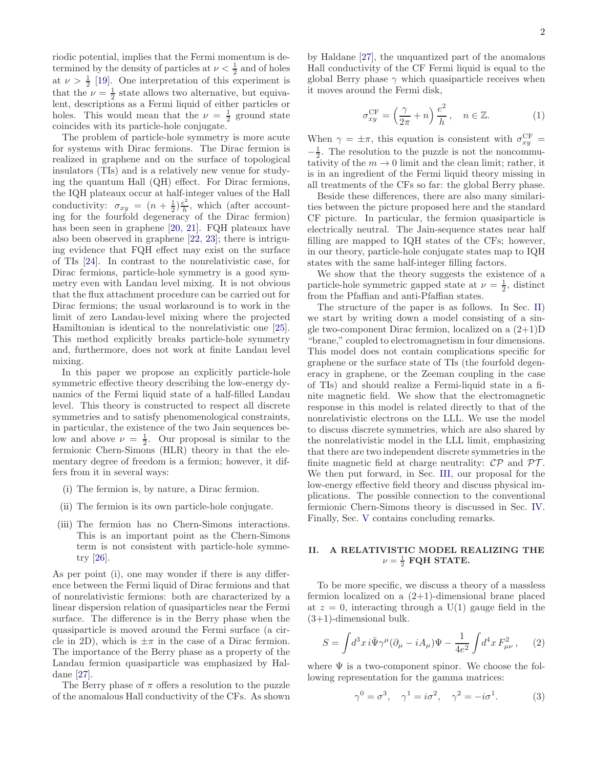riodic potential, implies that the Fermi momentum is determined by the density of particles at $\nu < \frac{1}{2}$ and of holes at $\nu > \frac{1}{2}$ [19]. One interpretation of this experiment is that the $\nu = \frac{1}{2}$ state allows two alternative, but equivalent, descriptions as a Fermi liquid of either particles or holes. This would mean that the $\nu = \frac{1}{2}$ ground state coincides with its particle-hole conjugate.

The problem of particle-hole symmetry is more acute for systems with Dirac fermions. The Dirac fermion is realized in graphene and on the surface of topological insulators (TIs) and is a relatively new venue for studying the quantum Hall (QH) effect. For Dirac fermions, the IQH plateaux occur at half-integer values of the Hall conductivity: $\sigma_{xy} = (n + \frac{1}{2})\frac{e^2}{h}$, which (after accounting for the fourfold degeneracy of the Dirac fermion) has been seen in graphene [20, 21]. FQH plateaux have also been observed in graphene [22, 23]; there is intriguing evidence that FQH effect may exist on the surface of TIs [24]. In contrast to the nonrelativistic case, for Dirac fermions, particle-hole symmetry is a good symmetry even with Landau level mixing. It is not obvious that the flux attachment procedure can be carried out for Dirac fermions; the usual workaround is to work in the limit of zero Landau-level mixing where the projected Hamiltonian is identical to the nonrelativistic one [25]. This method explicitly breaks particle-hole symmetry and, furthermore, does not work at finite Landau level mixing.

In this paper we propose an explicitly particle-hole symmetric effective theory describing the low-energy dynamics of the Fermi liquid state of a half-filled Landau level. This theory is constructed to respect all discrete symmetries and to satisfy phenomenological constraints, in particular, the existence of the two Jain sequences below and above $\nu = \frac{1}{2}$. Our proposal is similar to the fermionic Chern-Simons (HLR) theory in that the elementary degree of freedom is a fermion; however, it differs from it in several ways:

(i) The fermion is, by nature, a Dirac fermion.

(ii) The fermion is its own particle-hole conjugate.

(iii) The fermion has no Chern-Simons interactions. This is an important point as the Chern-Simons term is not consistent with particle-hole symmetry [26].

As per point (i), one may wonder if there is any difference between the Fermi liquid of Dirac fermions and that of nonrelativistic fermions: both are characterized by a linear dispersion relation of quasiparticles near the Fermi surface. The difference is in the Berry phase when the quasiparticle is moved around the Fermi surface (a circle in 2D), which is $\pm\pi$ in the case of a Dirac fermion. The importance of the Berry phase as a property of the Landau fermion quasiparticle was emphasized by Haldane [27].

The Berry phase of $\pi$ offers a resolution to the puzzle of the anomalous Hall conductivity of the CFs. As shown by Haldane [27], the unquantized part of the anomalous Hall conductivity of the CF Fermi liquid is equal to the global Berry phase $\gamma$ which quasiparticle receives when it moves around the Fermi disk,

$$\sigma_{xy}^{\rm CF} = \left(\frac{\gamma}{2\pi} + n\right)\frac{e^2}{h}, \quad n \in \mathbb{Z}. \tag{1}$$

When $\gamma = \pm\pi$, this equation is consistent with $\sigma_{xy}^{\rm CF} = -\frac{1}{2}$. The resolution to the puzzle is not the noncommutativity of the $m \to 0$ limit and the clean limit; rather, it is in an ingredient of the Fermi liquid theory missing in all treatments of the CFs so far: the global Berry phase.

Beside these differences, there are also many similarities between the picture proposed here and the standard CF picture. In particular, the fermion quasiparticle is electrically neutral. The Jain-sequence states near half filling are mapped to IQH states of the CFs; however, in our theory, particle-hole conjugate states map to IQH states with the same half-integer filling factors.

We show that the theory suggests the existence of a particle-hole symmetric gapped state at $\nu = \frac{1}{2}$, distinct from the Pfaffian and anti-Pfaffian states.

The structure of the paper is as follows. In Sec. II) we start by writing down a model consisting of a single two-component Dirac fermion, localized on a (2+1)D "brane," coupled to electromagnetism in four dimensions. This model does not contain complications specific for graphene or the surface state of TIs (the fourfold degeneracy in graphene, or the Zeeman coupling in the case of TIs) and should realize a Fermi-liquid state in a finite magnetic field. We show that the electromagnetic response in this model is related directly to that of the nonrelativistic electrons on the LLL. We use the model to discuss discrete symmetries, which are also shared by the nonrelativistic model in the LLL limit, emphasizing that there are two independent discrete symmetries in the finite magnetic field at charge neutrality: $\mathcal{CP}$ and $\mathcal{PT}$. We then put forward, in Sec. III, our proposal for the low-energy effective field theory and discuss physical implications. The possible connection to the conventional fermionic Chern-Simons theory is discussed in Sec. IV. Finally, Sec. V contains concluding remarks.

## II. A RELATIVISTIC MODEL REALIZING THE $\nu = \frac{1}{2}$ FQH STATE.

To be more specific, we discuss a theory of a massless fermion localized on a (2+1)-dimensional brane placed at $z = 0$, interacting through a U(1) gauge field in the (3+1)-dimensional bulk.

$$S = \int d^3x\, i\bar{\Psi}\gamma^\mu(\partial_\mu - iA_\mu)\Psi - \frac{1}{4e^2}\int d^4x\, F_{\mu\nu}^2, \tag{2}$$

where $\Psi$ is a two-component spinor. We choose the following representation for the gamma matrices:

$$\gamma^0 = \sigma^3, \quad \gamma^1 = i\sigma^2, \quad \gamma^2 = -i\sigma^1. \tag{3}$$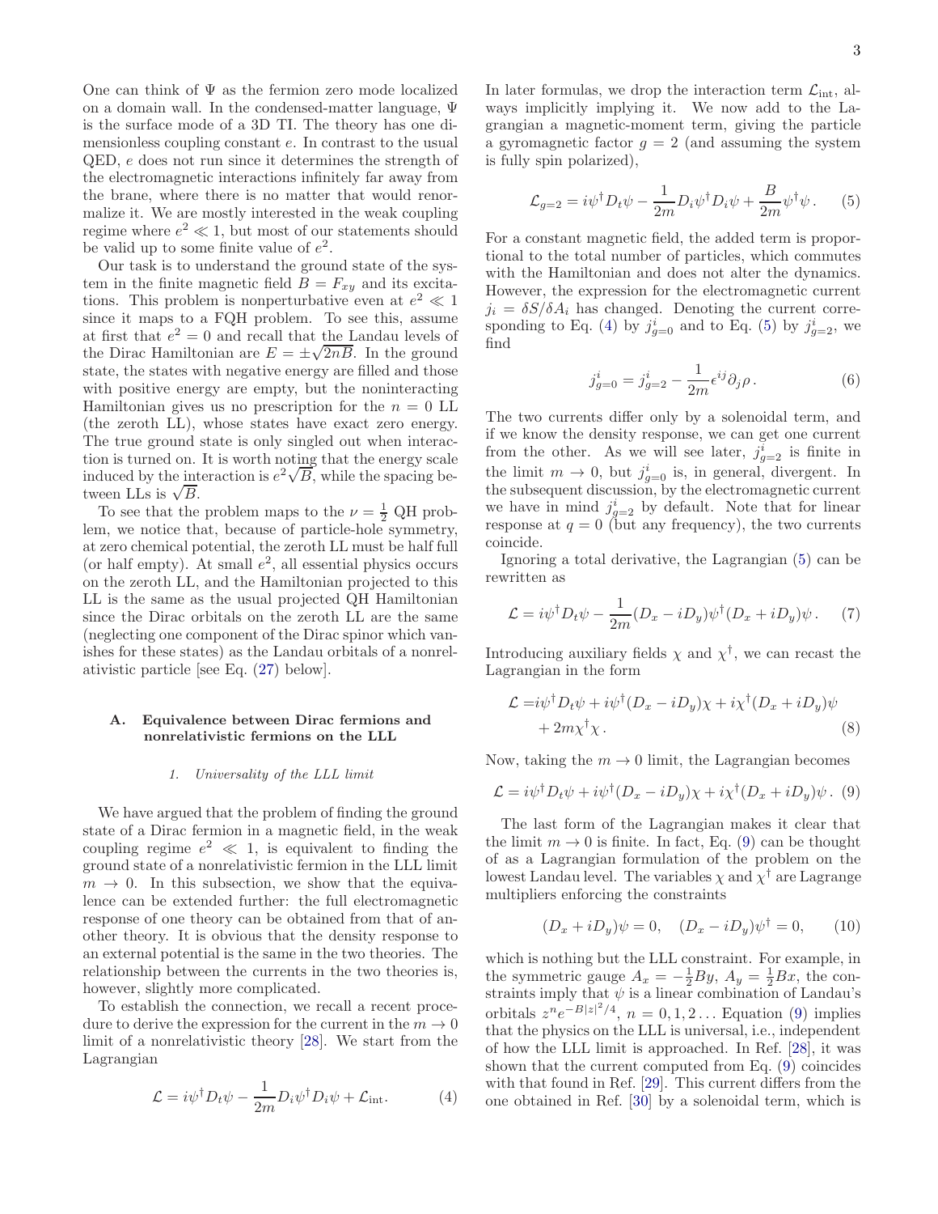One can think of $\Psi$ as the fermion zero mode localized on a domain wall. In the condensed-matter language, $\Psi$ is the surface mode of a 3D TI. The theory has one dimensionless coupling constant $e$. In contrast to the usual QED, $e$ does not run since it determines the strength of the electromagnetic interactions infinitely far away from the brane, where there is no matter that would renormalize it. We are mostly interested in the weak coupling regime where $e^2 \ll 1$, but most of our statements should be valid up to some finite value of $e^2$.

Our task is to understand the ground state of the system in the finite magnetic field $B = F_{xy}$ and its excitations. This problem is nonperturbative even at $e^2 \ll 1$ since it maps to a FQH problem. To see this, assume at first that $e^2 = 0$ and recall that the Landau levels of the Dirac Hamiltonian are $E = \pm\sqrt{2nB}$. In the ground state, the states with negative energy are filled and those with positive energy are empty, but the noninteracting Hamiltonian gives us no prescription for the $n = 0$ LL (the zeroth LL), whose states have exact zero energy. The true ground state is only singled out when interaction is turned on. It is worth noting that the energy scale induced by the interaction is $e^2\sqrt{B}$, while the spacing between LLs is $\sqrt{B}$.

To see that the problem maps to the $\nu = \frac{1}{2}$ QH problem, we notice that, because of particle-hole symmetry, at zero chemical potential, the zeroth LL must be half full (or half empty). At small $e^2$, all essential physics occurs on the zeroth LL, and the Hamiltonian projected to this LL is the same as the usual projected QH Hamiltonian since the Dirac orbitals on the zeroth LL are the same (neglecting one component of the Dirac spinor which vanishes for these states) as the Landau orbitals of a nonrelativistic particle [see Eq. (27) below].

### A. Equivalence between Dirac fermions and nonrelativistic fermions on the LLL

#### 1. Universality of the LLL limit

We have argued that the problem of finding the ground state of a Dirac fermion in a magnetic field, in the weak coupling regime $e^2 \ll 1$, is equivalent to finding the ground state of a nonrelativistic fermion in the LLL limit $m \to 0$. In this subsection, we show that the equivalence can be extended further: the full electromagnetic response of one theory can be obtained from that of another theory. It is obvious that the density response to an external potential is the same in the two theories. The relationship between the currents in the two theories is, however, slightly more complicated.

To establish the connection, we recall a recent procedure to derive the expression for the current in the $m \to 0$ limit of a nonrelativistic theory [28]. We start from the Lagrangian

$$\mathcal{L} = i\psi^\dagger D_t \psi - \frac{1}{2m} D_i\psi^\dagger D_i \psi + \mathcal{L}_{\text{int}}. \tag{4}$$

In later formulas, we drop the interaction term $\mathcal{L}_{\text{int}}$, always implicitly implying it. We now add to the Lagrangian a magnetic-moment term, giving the particle a gyromagnetic factor $g = 2$ (and assuming the system is fully spin polarized),

$$\mathcal{L}_{g=2} = i\psi^\dagger D_t \psi - \frac{1}{2m} D_i\psi^\dagger D_i\psi + \frac{B}{2m}\psi^\dagger\psi\,. \tag{5}$$

For a constant magnetic field, the added term is proportional to the total number of particles, which commutes with the Hamiltonian and does not alter the dynamics. However, the expression for the electromagnetic current $j_i = \delta S/\delta A_i$ has changed. Denoting the current corresponding to Eq. (4) by $j^i_{g=0}$ and to Eq. (5) by $j^i_{g=2}$, we find

$$j^i_{g=0} = j^i_{g=2} - \frac{1}{2m}\epsilon^{ij}\partial_j \rho\,. \tag{6}$$

The two currents differ only by a solenoidal term, and if we know the density response, we can get one current from the other. As we will see later, $j^i_{g=2}$ is finite in the limit $m \to 0$, but $j^i_{g=0}$ is, in general, divergent. In the subsequent discussion, by the electromagnetic current we have in mind $j^i_{g=2}$ by default. Note that for linear response at $q = 0$ (but any frequency), the two currents coincide.

Ignoring a total derivative, the Lagrangian (5) can be rewritten as

$$\mathcal{L} = i\psi^\dagger D_t\psi - \frac{1}{2m}(D_x - iD_y)\psi^\dagger (D_x + iD_y)\psi\,. \tag{7}$$

Introducing auxiliary fields $\chi$ and $\chi^\dagger$, we can recast the Lagrangian in the form

$$\begin{aligned}\mathcal{L} =& i\psi^\dagger D_t\psi + i\psi^\dagger(D_x - iD_y)\chi + i\chi^\dagger(D_x + iD_y)\psi \\ &+ 2m\chi^\dagger\chi\,.\end{aligned} \tag{8}$$

Now, taking the $m \to 0$ limit, the Lagrangian becomes

$$\mathcal{L} = i\psi^\dagger D_t\psi + i\psi^\dagger(D_x - iD_y)\chi + i\chi^\dagger(D_x + iD_y)\psi\,. \tag{9}$$

The last form of the Lagrangian makes it clear that the limit $m \to 0$ is finite. In fact, Eq. (9) can be thought of as a Lagrangian formulation of the problem on the lowest Landau level. The variables $\chi$ and $\chi^\dagger$ are Lagrange multipliers enforcing the constraints

$$(D_x + iD_y)\psi = 0, \quad (D_x - iD_y)\psi^\dagger = 0, \tag{10}$$

which is nothing but the LLL constraint. For example, in the symmetric gauge $A_x = -\frac{1}{2}By$, $A_y = \frac{1}{2}Bx$, the constraints imply that $\psi$ is a linear combination of Landau's orbitals $z^n e^{-B|z|^2/4}$, $n = 0, 1, 2\ldots$ Equation (9) implies that the physics on the LLL is universal, i.e., independent of how the LLL limit is approached. In Ref. [28], it was shown that the current computed from Eq. (9) coincides with that found in Ref. [29]. This current differs from the one obtained in Ref. [30] by a solenoidal term, which is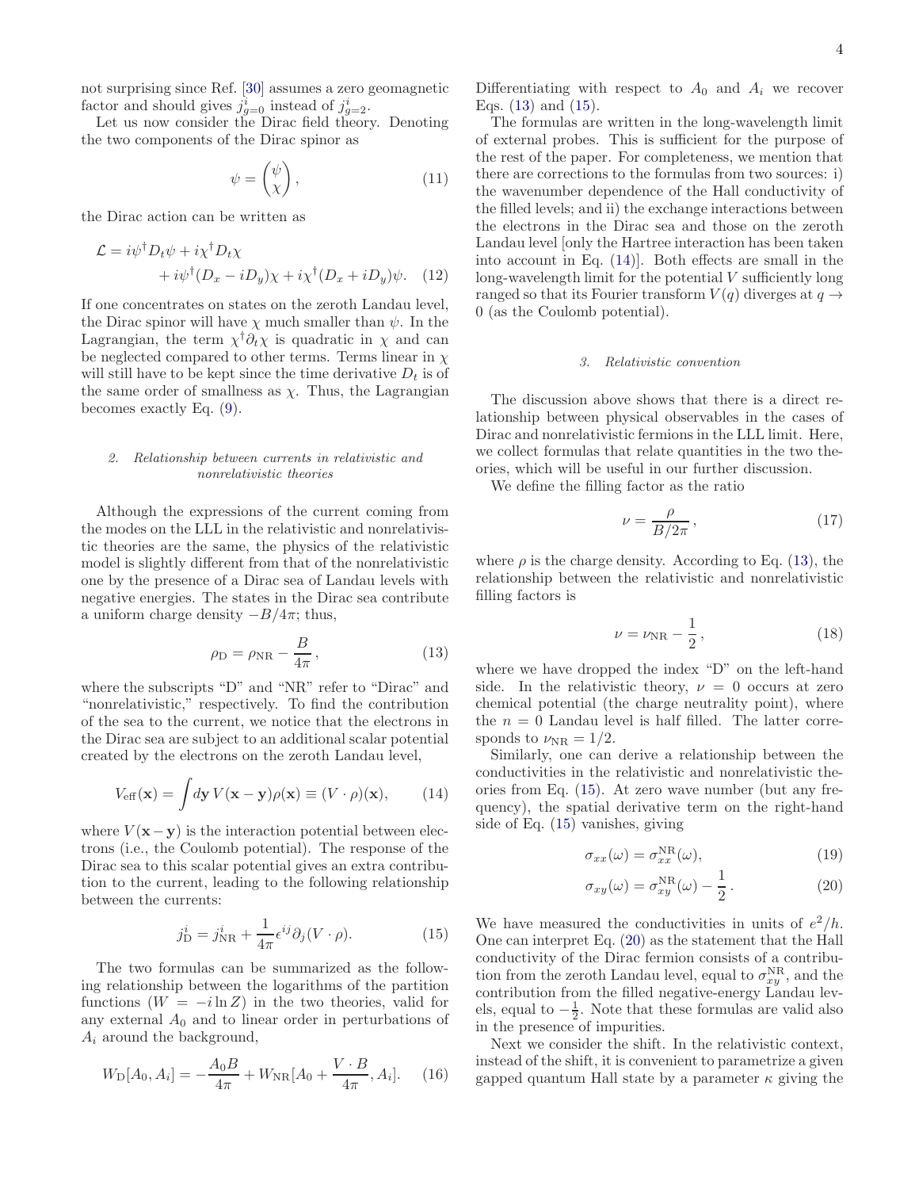not surprising since Ref. [30] assumes a zero geomagnetic factor and should gives $j^i_{g=0}$ instead of $j^i_{g=2}$.

Let us now consider the Dirac field theory. Denoting the two components of the Dirac spinor as

$$\psi = \begin{pmatrix} \psi \\ \chi \end{pmatrix}, \tag{11}$$

the Dirac action can be written as

$$\mathcal{L} = i\psi^\dagger D_t \psi + i\chi^\dagger D_t \chi + i\psi^\dagger (D_x - iD_y)\chi + i\chi^\dagger (D_x + iD_y)\psi. \tag{12}$$

If one concentrates on states on the zeroth Landau level, the Dirac spinor will have $\chi$ much smaller than $\psi$. In the Lagrangian, the term $\chi^\dagger \partial_t \chi$ is quadratic in $\chi$ and can be neglected compared to other terms. Terms linear in $\chi$ will still have to be kept since the time derivative $D_t$ is of the same order of smallness as $\chi$. Thus, the Lagrangian becomes exactly Eq. (9).

#### 2. Relationship between currents in relativistic and nonrelativistic theories

Although the expressions of the current coming from the modes on the LLL in the relativistic and nonrelativistic theories are the same, the physics of the relativistic model is slightly different from that of the nonrelativistic one by the presence of a Dirac sea of Landau levels with negative energies. The states in the Dirac sea contribute a uniform charge density $-B/4\pi$; thus,

$$\rho_{\rm D} = \rho_{\rm NR} - \frac{B}{4\pi}, \tag{13}$$

where the subscripts "D" and "NR" refer to "Dirac" and "nonrelativistic," respectively. To find the contribution of the sea to the current, we notice that the electrons in the Dirac sea are subject to an additional scalar potential created by the electrons on the zeroth Landau level,

$$V_{\rm eff}(\mathbf{x}) = \int d\mathbf{y}\, V(\mathbf{x}-\mathbf{y})\rho(\mathbf{x}) \equiv (V\cdot\rho)(\mathbf{x}), \tag{14}$$

where $V(\mathbf{x}-\mathbf{y})$ is the interaction potential between electrons (i.e., the Coulomb potential). The response of the Dirac sea to this scalar potential gives an extra contribution to the current, leading to the following relationship between the currents:

$$j^i_{\rm D} = j^i_{\rm NR} + \frac{1}{4\pi}\epsilon^{ij}\partial_j (V\cdot\rho). \tag{15}$$

The two formulas can be summarized as the following relationship between the logarithms of the partition functions ($W = -i\ln Z$) in the two theories, valid for any external $A_0$ and to linear order in perturbations of $A_i$ around the background,

$$W_{\rm D}[A_0, A_i] = -\frac{A_0 B}{4\pi} + W_{\rm NR}[A_0 + \frac{V\cdot B}{4\pi}, A_i]. \tag{16}$$

Differentiating with respect to $A_0$ and $A_i$ we recover Eqs. (13) and (15).

The formulas are written in the long-wavelength limit of external probes. This is sufficient for the purpose of the rest of the paper. For completeness, we mention that there are corrections to the formulas from two sources: i) the wavenumber dependence of the Hall conductivity of the filled levels; and ii) the exchange interactions between the electrons in the Dirac sea and those on the zeroth Landau level [only the Hartree interaction has been taken into account in Eq. (14)]. Both effects are small in the long-wavelength limit for the potential $V$ sufficiently long ranged so that its Fourier transform $V(q)$ diverges at $q \to 0$ (as the Coulomb potential).

#### 3. Relativistic convention

The discussion above shows that there is a direct relationship between physical observables in the cases of Dirac and nonrelativistic fermions in the LLL limit. Here, we collect formulas that relate quantities in the two theories, which will be useful in our further discussion.

We define the filling factor as the ratio

$$\nu = \frac{\rho}{B/2\pi}, \tag{17}$$

where $\rho$ is the charge density. According to Eq. (13), the relationship between the relativistic and nonrelativistic filling factors is

$$\nu = \nu_{\rm NR} - \frac{1}{2}, \tag{18}$$

where we have dropped the index "D" on the left-hand side. In the relativistic theory, $\nu = 0$ occurs at zero chemical potential (the charge neutrality point), where the $n = 0$ Landau level is half filled. The latter corresponds to $\nu_{\rm NR} = 1/2$.

Similarly, one can derive a relationship between the conductivities in the relativistic and nonrelativistic theories from Eq. (15). At zero wave number (but any frequency), the spatial derivative term on the right-hand side of Eq. (15) vanishes, giving

$$\sigma_{xx}(\omega) = \sigma^{\rm NR}_{xx}(\omega), \tag{19}$$

$$\sigma_{xy}(\omega) = \sigma^{\rm NR}_{xy}(\omega) - \frac{1}{2}. \tag{20}$$

We have measured the conductivities in units of $e^2/h$. One can interpret Eq. (20) as the statement that the Hall conductivity of the Dirac fermion consists of a contribution from the zeroth Landau level, equal to $\sigma^{\rm NR}_{xy}$, and the contribution from the filled negative-energy Landau levels, equal to $-\frac{1}{2}$. Note that these formulas are valid also in the presence of impurities.

Next we consider the shift. In the relativistic context, instead of the shift, it is convenient to parametrize a given gapped quantum Hall state by a parameter $\kappa$ giving the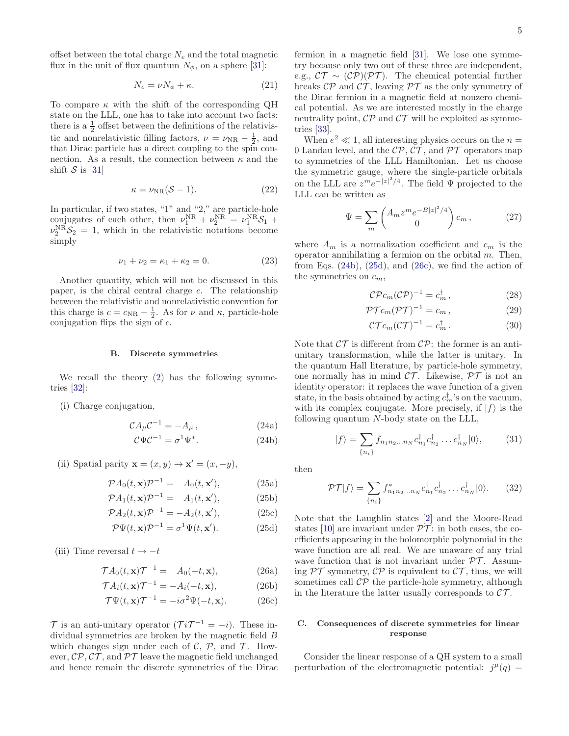offset between the total charge $N_e$ and the total magnetic flux in the unit of flux quantum $N_\phi$, on a sphere [31]:

$$N_e = \nu N_\phi + \kappa. \tag{21}$$

To compare $\kappa$ with the shift of the corresponding QH state on the LLL, one has to take into account two facts: there is a $\frac{1}{2}$ offset between the definitions of the relativistic and nonrelativistic filling factors, $\nu = \nu_{\rm NR} - \frac{1}{2}$, and that Dirac particle has a direct coupling to the spin connection. As a result, the connection between $\kappa$ and the shift $\mathcal{S}$ is [31]

$$\kappa = \nu_{\rm NR}(\mathcal{S} - 1). \tag{22}$$

In particular, if two states, "1" and "2," are particle-hole conjugates of each other, then $\nu_1^{\rm NR} + \nu_2^{\rm NR} = \nu_1^{\rm NR}\mathcal{S}_1 + \nu_2^{\rm NR}\mathcal{S}_2 = 1$, which in the relativistic notations become simply

$$\nu_1 + \nu_2 = \kappa_1 + \kappa_2 = 0. \tag{23}$$

Another quantity, which will not be discussed in this paper, is the chiral central charge $c$. The relationship between the relativistic and nonrelativistic convention for this charge is $c = c_{\rm NR} - \frac{1}{2}$. As for $\nu$ and $\kappa$, particle-hole conjugation flips the sign of $c$.

### B. Discrete symmetries

We recall the theory (2) has the following symmetries [32]:

(i) Charge conjugation,

$$\mathcal{C} A_\mu \mathcal{C}^{-1} = -A_\mu\,, \tag{24a}$$

$$\mathcal{C}\Psi\mathcal{C}^{-1} = \sigma^1 \Psi^*. \tag{24b}$$

(ii) Spatial parity $\mathbf{x} = (x, y) \to \mathbf{x}' = (x, -y)$,

$$\mathcal{P} A_0(t, \mathbf{x})\mathcal{P}^{-1} = \ \ A_0(t, \mathbf{x}'), \tag{25a}$$

$$\mathcal{P} A_1(t, \mathbf{x})\mathcal{P}^{-1} = \ \ A_1(t, \mathbf{x}'), \tag{25b}$$

$$\mathcal{P} A_2(t, \mathbf{x})\mathcal{P}^{-1} = -A_2(t, \mathbf{x}'), \tag{25c}$$

$$\mathcal{P} \Psi(t, \mathbf{x})\mathcal{P}^{-1} = \sigma^1 \Psi(t, \mathbf{x}'). \tag{25d}$$

(iii) Time reversal $t \to -t$

$$\mathcal{T} A_0(t, \mathbf{x})\mathcal{T}^{-1} = \ \ A_0(-t, \mathbf{x}), \tag{26a}$$

$$\mathcal{T} A_i(t, \mathbf{x})\mathcal{T}^{-1} = -A_i(-t, \mathbf{x}), \tag{26b}$$

$$\mathcal{T} \Psi(t, \mathbf{x})\mathcal{T}^{-1} = -i\sigma^2 \Psi(-t, \mathbf{x}). \tag{26c}$$

$\mathcal{T}$ is an anti-unitary operator ($\mathcal{T}i\mathcal{T}^{-1} = -i$). These individual symmetries are broken by the magnetic field $B$ which changes sign under each of $\mathcal{C}$, $\mathcal{P}$, and $\mathcal{T}$. However, $\mathcal{CP}$, $\mathcal{CT}$, and $\mathcal{PT}$ leave the magnetic field unchanged and hence remain the discrete symmetries of the Dirac fermion in a magnetic field [31]. We lose one symmetry because only two out of these three are independent, e.g., $\mathcal{CT} \sim (\mathcal{CP})(\mathcal{PT})$. The chemical potential further breaks $\mathcal{CP}$ and $\mathcal{CT}$, leaving $\mathcal{PT}$ as the only symmetry of the Dirac fermion in a magnetic field at nonzero chemical potential. As we are interested mostly in the charge neutrality point, $\mathcal{CP}$ and $\mathcal{CT}$ will be exploited as symmetries [33].

When $e^2 \ll 1$, all interesting physics occurs on the $n = 0$ Landau level, and the $\mathcal{CP}$, $\mathcal{CT}$, and $\mathcal{PT}$ operators map to symmetries of the LLL Hamiltonian. Let us choose the symmetric gauge, where the single-particle orbitals on the LLL are $z^m e^{-|z|^2/4}$. The field $\Psi$ projected to the LLL can be written as

$$\Psi = \sum_m \begin{pmatrix} A_m z^m e^{-B|z|^2/4} \\ 0 \end{pmatrix} c_m\,, \tag{27}$$

where $A_m$ is a normalization coefficient and $c_m$ is the operator annihilating a fermion on the orbital $m$. Then, from Eqs. (24b), (25d), and (26c), we find the action of the symmetries on $c_m$,

$$\mathcal{CP} c_m (\mathcal{CP})^{-1} = c_m^\dagger\,, \tag{28}$$

$$\mathcal{PT} c_m (\mathcal{PT})^{-1} = c_m\,, \tag{29}$$

$$\mathcal{CT} c_m (\mathcal{CT})^{-1} = c_m^\dagger\,. \tag{30}$$

Note that $\mathcal{CT}$ is different from $\mathcal{CP}$: the former is an anti-unitary transformation, while the latter is unitary. In the quantum Hall literature, by particle-hole symmetry, one normally has in mind $\mathcal{CT}$. Likewise, $\mathcal{PT}$ is not an identity operator: it replaces the wave function of a given state, in the basis obtained by acting $c_m^\dagger$'s on the vacuum, with its complex conjugate. More precisely, if $|f\rangle$ is the following quantum $N$-body state on the LLL,

$$|f\rangle = \sum_{\{n_i\}} f_{n_1 n_2 \ldots n_N} c_{n_1}^\dagger c_{n_2}^\dagger \ldots c_{n_N}^\dagger |0\rangle, \tag{31}$$

then

$$\mathcal{PT}|f\rangle = \sum_{\{n_i\}} f^*_{n_1 n_2 \ldots n_N} c_{n_1}^\dagger c_{n_2}^\dagger \ldots c_{n_N}^\dagger |0\rangle. \tag{32}$$

Note that the Laughlin states [2] and the Moore-Read states [10] are invariant under $\mathcal{PT}$: in both cases, the coefficients appearing in the holomorphic polynomial in the wave function are all real. We are unaware of any trial wave function that is not invariant under $\mathcal{PT}$. Assuming $\mathcal{PT}$ symmetry, $\mathcal{CP}$ is equivalent to $\mathcal{CT}$, thus, we will sometimes call $\mathcal{CP}$ the particle-hole symmetry, although in the literature the latter usually corresponds to $\mathcal{CT}$.

### C. Consequences of discrete symmetries for linear response

Consider the linear response of a QH system to a small perturbation of the electromagnetic potential: $j^\mu(q) =$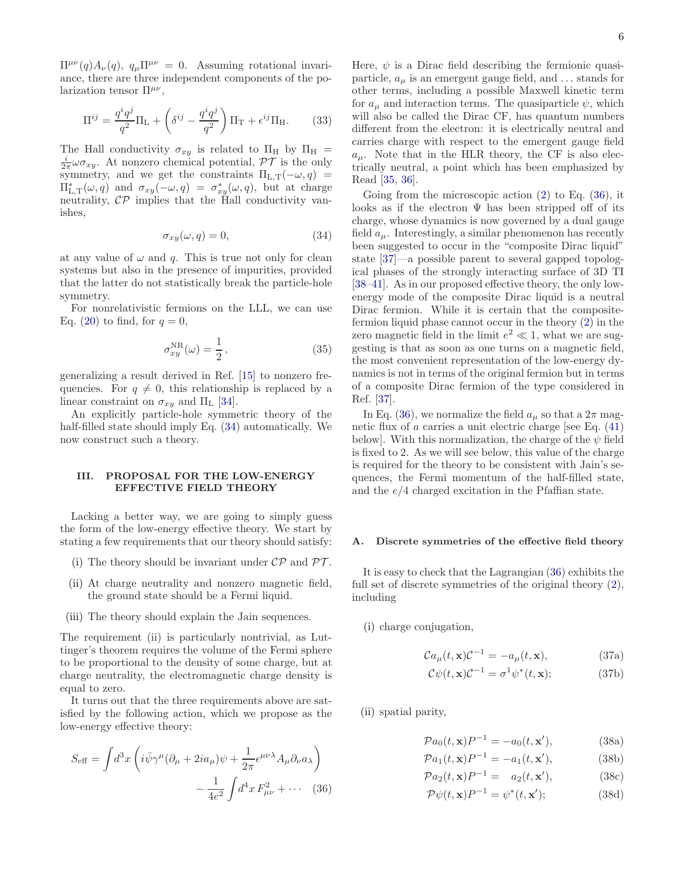$\Pi^{\mu\nu}(q)A_\nu(q)$, $q_\mu \Pi^{\mu\nu} = 0$. Assuming rotational invariance, there are three independent components of the polarization tensor $\Pi^{\mu\nu}$,

$$\Pi^{ij} = \frac{q^i q^j}{q^2}\Pi_{\rm L} + \left(\delta^{ij} - \frac{q^i q^j}{q^2}\right)\Pi_{\rm T} + \epsilon^{ij}\Pi_{\rm H}. \tag{33}$$

The Hall conductivity $\sigma_{xy}$ is related to $\Pi_{\rm H}$ by $\Pi_{\rm H} = \frac{i}{2\pi}\omega\sigma_{xy}$. At nonzero chemical potential, $\mathcal{PT}$ is the only symmetry, and we get the constraints $\Pi_{\rm L,T}(-\omega, q) = \Pi^*_{\rm L,T}(\omega, q)$ and $\sigma_{xy}(-\omega, q) = \sigma^*_{xy}(\omega, q)$, but at charge neutrality, $\mathcal{CP}$ implies that the Hall conductivity vanishes,

$$\sigma_{xy}(\omega, q) = 0, \tag{34}$$

at any value of $\omega$ and $q$. This is true not only for clean systems but also in the presence of impurities, provided that the latter do not statistically break the particle-hole symmetry.

For nonrelativistic fermions on the LLL, we can use Eq. (20) to find, for $q = 0$,

$$\sigma^{\rm NR}_{xy}(\omega) = \frac{1}{2}, \tag{35}$$

generalizing a result derived in Ref. [15] to nonzero frequencies. For $q \neq 0$, this relationship is replaced by a linear constraint on $\sigma_{xy}$ and $\Pi_{\rm L}$ [34].

An explicitly particle-hole symmetric theory of the half-filled state should imply Eq. (34) automatically. We now construct such a theory.

## III. PROPOSAL FOR THE LOW-ENERGY EFFECTIVE FIELD THEORY

Lacking a better way, we are going to simply guess the form of the low-energy effective theory. We start by stating a few requirements that our theory should satisfy:

(i) The theory should be invariant under $\mathcal{CP}$ and $\mathcal{PT}$.

(ii) At charge neutrality and nonzero magnetic field, the ground state should be a Fermi liquid.

(iii) The theory should explain the Jain sequences.

The requirement (ii) is particularly nontrivial, as Luttinger's theorem requires the volume of the Fermi sphere to be proportional to the density of some charge, but at charge neutrality, the electromagnetic charge density is equal to zero.

It turns out that the three requirements above are satisfied by the following action, which we propose as the low-energy effective theory:

$$S_{\rm eff} = \int d^3x \left( i\bar\psi\gamma^\mu(\partial_\mu + 2ia_\mu)\psi + \frac{1}{2\pi}\epsilon^{\mu\nu\lambda}A_\mu\partial_\nu a_\lambda \right) - \frac{1}{4e^2}\int d^4x\, F^2_{\mu\nu} + \cdots \tag{36}$$

Here, $\psi$ is a Dirac field describing the fermionic quasiparticle, $a_\mu$ is an emergent gauge field, and ... stands for other terms, including a possible Maxwell kinetic term for $a_\mu$ and interaction terms. The quasiparticle $\psi$, which will also be called the Dirac CF, has quantum numbers different from the electron: it is electrically neutral and carries charge with respect to the emergent gauge field $a_\mu$. Note that in the HLR theory, the CF is also electrically neutral, a point which has been emphasized by Read [35, 36].

Going from the microscopic action (2) to Eq. (36), it looks as if the electron $\Psi$ has been stripped off of its charge, whose dynamics is now governed by a dual gauge field $a_\mu$. Interestingly, a similar phenomenon has recently been suggested to occur in the "composite Dirac liquid" state [37]—a possible parent to several gapped topological phases of the strongly interacting surface of 3D TI [38–41]. As in our proposed effective theory, the only low-energy mode of the composite Dirac liquid is a neutral Dirac fermion. While it is certain that the composite-fermion liquid phase cannot occur in the theory (2) in the zero magnetic field in the limit $e^2 \ll 1$, what we are suggesting is that as soon as one turns on a magnetic field, the most convenient representation of the low-energy dynamics is not in terms of the original fermion but in terms of a composite Dirac fermion of the type considered in Ref. [37].

In Eq. (36), we normalize the field $a_\mu$ so that a $2\pi$ magnetic flux of $a$ carries a unit electric charge [see Eq. (41) below]. With this normalization, the charge of the $\psi$ field is fixed to 2. As we will see below, this value of the charge is required for the theory to be consistent with Jain's sequences, the Fermi momentum of the half-filled state, and the $e/4$ charged excitation in the Pfaffian state.

### A. Discrete symmetries of the effective field theory

It is easy to check that the Lagrangian (36) exhibits the full set of discrete symmetries of the original theory (2), including

(i) charge conjugation,

$$\mathcal{C}a_\mu(t, \mathbf{x})\mathcal{C}^{-1} = -a_\mu(t, \mathbf{x}), \tag{37a}$$

$$\mathcal{C}\psi(t, \mathbf{x})\mathcal{C}^{-1} = \sigma^1\psi^*(t, \mathbf{x}); \tag{37b}$$

(ii) spatial parity,

$$\mathcal{P}a_0(t, \mathbf{x})P^{-1} = -a_0(t, \mathbf{x}'), \tag{38a}$$

$$\mathcal{P}a_1(t, \mathbf{x})P^{-1} = -a_1(t, \mathbf{x}'), \tag{38b}$$

$$\mathcal{P}a_2(t, \mathbf{x})P^{-1} = \phantom{-}a_2(t, \mathbf{x}'), \tag{38c}$$

$$\mathcal{P}\psi(t, \mathbf{x})P^{-1} = \psi^*(t, \mathbf{x}'); \tag{38d}$$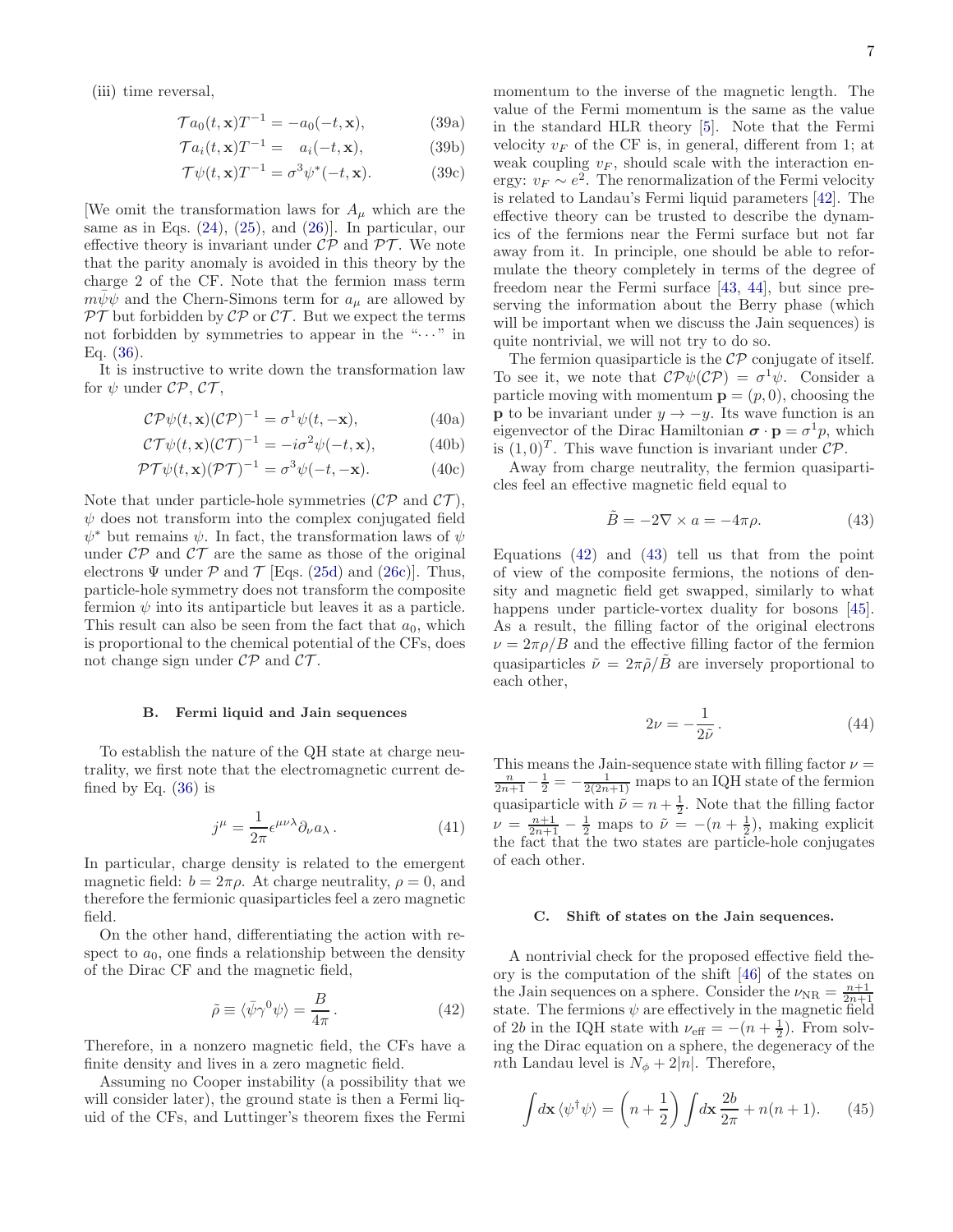(iii) time reversal,

$$\mathcal{T} a_0(t,\mathbf{x})T^{-1} = -a_0(-t,\mathbf{x}), \tag{39a}$$

$$\mathcal{T} a_i(t,\mathbf{x})T^{-1} = \quad a_i(-t,\mathbf{x}), \tag{39b}$$

$$\mathcal{T} \psi(t,\mathbf{x})T^{-1} = \sigma^3\psi^*(-t,\mathbf{x}). \tag{39c}$$

[We omit the transformation laws for $A_\mu$ which are the same as in Eqs. (24), (25), and (26)]. In particular, our effective theory is invariant under $\mathcal{CP}$ and $\mathcal{PT}$. We note that the parity anomaly is avoided in this theory by the charge 2 of the CF. Note that the fermion mass term $m\bar\psi\psi$ and the Chern-Simons term for $a_\mu$ are allowed by $\mathcal{PT}$ but forbidden by $\mathcal{CP}$ or $\mathcal{CT}$. But we expect the terms not forbidden by symmetries to appear in the "$\cdots$" in Eq. (36).

It is instructive to write down the transformation law for $\psi$ under $\mathcal{CP}$, $\mathcal{CT}$,

$$\mathcal{CP}\psi(t,\mathbf{x})(\mathcal{CP})^{-1} = \sigma^1\psi(t,-\mathbf{x}), \tag{40a}$$

$$\mathcal{CT}\psi(t,\mathbf{x})(\mathcal{CT})^{-1} = -i\sigma^2\psi(-t,\mathbf{x}), \tag{40b}$$

$$\mathcal{PT}\psi(t,\mathbf{x})(\mathcal{PT})^{-1} = \sigma^3\psi(-t,-\mathbf{x}). \tag{40c}$$

Note that under particle-hole symmetries ($\mathcal{CP}$ and $\mathcal{CT}$), $\psi$ does not transform into the complex conjugated field $\psi^*$ but remains $\psi$. In fact, the transformation laws of $\psi$ under $\mathcal{CP}$ and $\mathcal{CT}$ are the same as those of the original electrons $\Psi$ under $\mathcal{P}$ and $\mathcal{T}$ [Eqs. (25d) and (26c)]. Thus, particle-hole symmetry does not transform the composite fermion $\psi$ into its antiparticle but leaves it as a particle. This result can also be seen from the fact that $a_0$, which is proportional to the chemical potential of the CFs, does not change sign under $\mathcal{CP}$ and $\mathcal{CT}$.

### B. Fermi liquid and Jain sequences

To establish the nature of the QH state at charge neutrality, we first note that the electromagnetic current defined by Eq. (36) is

$$j^\mu = \frac{1}{2\pi}\epsilon^{\mu\nu\lambda}\partial_\nu a_\lambda\,. \tag{41}$$

In particular, charge density is related to the emergent magnetic field: $b = 2\pi\rho$. At charge neutrality, $\rho = 0$, and therefore the fermionic quasiparticles feel a zero magnetic field.

On the other hand, differentiating the action with respect to $a_0$, one finds a relationship between the density of the Dirac CF and the magnetic field,

$$\tilde\rho \equiv \langle\bar\psi\gamma^0\psi\rangle = \frac{B}{4\pi}\,. \tag{42}$$

Therefore, in a nonzero magnetic field, the CFs have a finite density and lives in a zero magnetic field.

Assuming no Cooper instability (a possibility that we will consider later), the ground state is then a Fermi liquid of the CFs, and Luttinger's theorem fixes the Fermi momentum to the inverse of the magnetic length. The value of the Fermi momentum is the same as the value in the standard HLR theory [5]. Note that the Fermi velocity $v_F$ of the CF is, in general, different from 1; at weak coupling $v_F$, should scale with the interaction energy: $v_F \sim e^2$. The renormalization of the Fermi velocity is related to Landau's Fermi liquid parameters [42]. The effective theory can be trusted to describe the dynamics of the fermions near the Fermi surface but not far away from it. In principle, one should be able to reformulate the theory completely in terms of the degree of freedom near the Fermi surface [43, 44], but since preserving the information about the Berry phase (which will be important when we discuss the Jain sequences) is quite nontrivial, we will not try to do so.

The fermion quasiparticle is the $\mathcal{CP}$ conjugate of itself. To see it, we note that $\mathcal{CP}\psi(\mathcal{CP}) = \sigma^1\psi$. Consider a particle moving with momentum $\mathbf{p} = (p, 0)$, choosing the $\mathbf{p}$ to be invariant under $y \to -y$. Its wave function is an eigenvector of the Dirac Hamiltonian $\boldsymbol{\sigma}\cdot\mathbf{p} = \sigma^1 p$, which is $(1, 0)^T$. This wave function is invariant under $\mathcal{CP}$.

Away from charge neutrality, the fermion quasiparticles feel an effective magnetic field equal to

$$\tilde B = -2\nabla\times a = -4\pi\rho. \tag{43}$$

Equations (42) and (43) tell us that from the point of view of the composite fermions, the notions of density and magnetic field get swapped, similarly to what happens under particle-vortex duality for bosons [45]. As a result, the filling factor of the original electrons $\nu = 2\pi\rho/B$ and the effective filling factor of the fermion quasiparticles $\tilde\nu = 2\pi\tilde\rho/\tilde B$ are inversely proportional to each other,

$$2\nu = -\frac{1}{2\tilde\nu}\,. \tag{44}$$

This means the Jain-sequence state with filling factor $\nu = \frac{n}{2n+1} - \frac12 = -\frac{1}{2(2n+1)}$ maps to an IQH state of the fermion quasiparticle with $\tilde\nu = n + \frac12$. Note that the filling factor $\nu = \frac{n+1}{2n+1} - \frac12$ maps to $\tilde\nu = -(n+\frac12)$, making explicit the fact that the two states are particle-hole conjugates of each other.

### C. Shift of states on the Jain sequences.

A nontrivial check for the proposed effective field theory is the computation of the shift [46] of the states on the Jain sequences on a sphere. Consider the $\nu_{\rm NR} = \frac{n+1}{2n+1}$ state. The fermions $\psi$ are effectively in the magnetic field of $2b$ in the IQH state with $\nu_{\rm eff} = -(n+\frac12)$. From solving the Dirac equation on a sphere, the degeneracy of the $n$th Landau level is $N_\phi + 2|n|$. Therefore,

$$\int d\mathbf{x}\,\langle\psi^\dagger\psi\rangle = \left(n+\frac12\right)\int d\mathbf{x}\,\frac{2b}{2\pi} + n(n+1). \tag{45}$$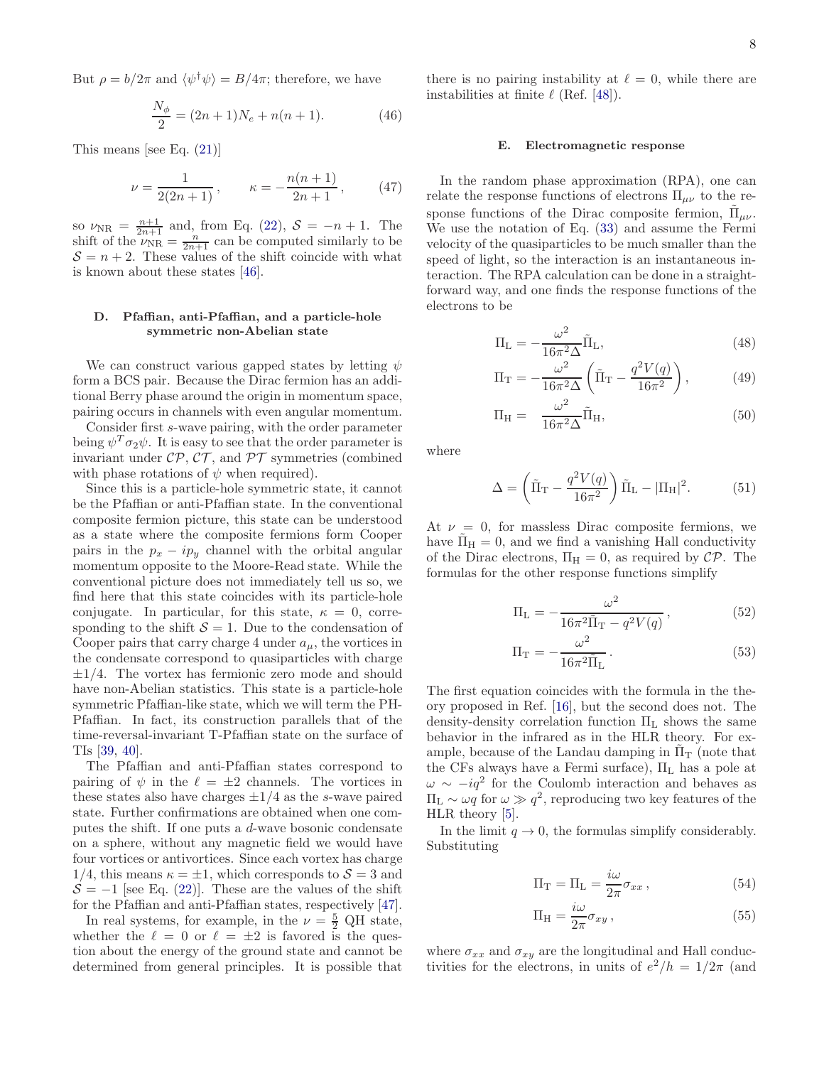But $\rho = b/2\pi$ and $\langle\psi^\dagger\psi\rangle = B/4\pi$; therefore, we have

$$\frac{N_\phi}{2} = (2n+1)N_e + n(n+1). \tag{46}$$

This means [see Eq. (21)]

$$\nu = \frac{1}{2(2n+1)}, \qquad \kappa = -\frac{n(n+1)}{2n+1}, \tag{47}$$

so $\nu_{\rm NR} = \frac{n+1}{2n+1}$ and, from Eq. (22), $\mathcal{S} = -n+1$. The shift of the $\nu_{\rm NR} = \frac{n}{2n+1}$ can be computed similarly to be $\mathcal{S} = n+2$. These values of the shift coincide with what is known about these states [46].

### D. Pfaffian, anti-Pfaffian, and a particle-hole symmetric non-Abelian state

We can construct various gapped states by letting $\psi$ form a BCS pair. Because the Dirac fermion has an additional Berry phase around the origin in momentum space, pairing occurs in channels with even angular momentum.

Consider first $s$-wave pairing, with the order parameter being $\psi^T\sigma_2\psi$. It is easy to see that the order parameter is invariant under $\mathcal{CP}$, $\mathcal{CT}$, and $\mathcal{PT}$ symmetries (combined with phase rotations of $\psi$ when required).

Since this is a particle-hole symmetric state, it cannot be the Pfaffian or anti-Pfaffian state. In the conventional composite fermion picture, this state can be understood as a state where the composite fermions form Cooper pairs in the $p_x - ip_y$ channel with the orbital angular momentum opposite to the Moore-Read state. While the conventional picture does not immediately tell us so, we find here that this state coincides with its particle-hole conjugate. In particular, for this state, $\kappa = 0$, corresponding to the shift $\mathcal{S} = 1$. Due to the condensation of Cooper pairs that carry charge 4 under $a_\mu$, the vortices in the condensate correspond to quasiparticles with charge $\pm 1/4$. The vortex has fermionic zero mode and should have non-Abelian statistics. This state is a particle-hole symmetric Pfaffian-like state, which we will term the PH-Pfaffian. In fact, its construction parallels that of the time-reversal-invariant T-Pfaffian state on the surface of TIs [39, 40].

The Pfaffian and anti-Pfaffian states correspond to pairing of $\psi$ in the $\ell = \pm 2$ channels. The vortices in these states also have charges $\pm 1/4$ as the $s$-wave paired state. Further confirmations are obtained when one computes the shift. If one puts a $d$-wave bosonic condensate on a sphere, without any magnetic field we would have four vortices or antivortices. Since each vortex has charge $1/4$, this means $\kappa = \pm 1$, which corresponds to $\mathcal{S} = 3$ and $\mathcal{S} = -1$ [see Eq. (22)]. These are the values of the shift for the Pfaffian and anti-Pfaffian states, respectively [47].

In real systems, for example, in the $\nu = \frac{5}{2}$ QH state, whether the $\ell = 0$ or $\ell = \pm 2$ is favored is the question about the energy of the ground state and cannot be determined from general principles. It is possible that there is no pairing instability at $\ell = 0$, while there are instabilities at finite $\ell$ (Ref. [48]).

### E. Electromagnetic response

In the random phase approximation (RPA), one can relate the response functions of electrons $\Pi_{\mu\nu}$ to the response functions of the Dirac composite fermion, $\tilde{\Pi}_{\mu\nu}$. We use the notation of Eq. (33) and assume the Fermi velocity of the quasiparticles to be much smaller than the speed of light, so the interaction is an instantaneous interaction. The RPA calculation can be done in a straightforward way, and one finds the response functions of the electrons to be

$$\Pi_{\rm L} = -\frac{\omega^2}{16\pi^2\Delta}\tilde{\Pi}_{\rm L}, \tag{48}$$

$$\Pi_{\rm T} = -\frac{\omega^2}{16\pi^2\Delta}\left(\tilde{\Pi}_{\rm T} - \frac{q^2V(q)}{16\pi^2}\right), \tag{49}$$

$$\Pi_{\rm H} = \frac{\omega^2}{16\pi^2\Delta}\tilde{\Pi}_{\rm H}, \tag{50}$$

where

$$\Delta = \left(\tilde{\Pi}_{\rm T} - \frac{q^2V(q)}{16\pi^2}\right)\tilde{\Pi}_{\rm L} - |\Pi_{\rm H}|^2. \tag{51}$$

At $\nu = 0$, for massless Dirac composite fermions, we have $\tilde{\Pi}_{\rm H} = 0$, and we find a vanishing Hall conductivity of the Dirac electrons, $\Pi_{\rm H} = 0$, as required by $\mathcal{CP}$. The formulas for the other response functions simplify

$$\Pi_{\rm L} = -\frac{\omega^2}{16\pi^2\tilde{\Pi}_{\rm T} - q^2V(q)}, \tag{52}$$

$$\Pi_{\rm T} = -\frac{\omega^2}{16\pi^2\tilde{\Pi}_{\rm L}}. \tag{53}$$

The first equation coincides with the formula in the theory proposed in Ref. [16], but the second does not. The density-density correlation function $\Pi_{\rm L}$ shows the same behavior in the infrared as in the HLR theory. For example, because of the Landau damping in $\tilde{\Pi}_{\rm T}$ (note that the CFs always have a Fermi surface), $\Pi_{\rm L}$ has a pole at $\omega \sim -iq^2$ for the Coulomb interaction and behaves as $\Pi_{\rm L} \sim \omega q$ for $\omega \gg q^2$, reproducing two key features of the HLR theory [5].

In the limit $q \to 0$, the formulas simplify considerably. Substituting

$$\Pi_{\rm T} = \Pi_{\rm L} = \frac{i\omega}{2\pi}\sigma_{xx}, \tag{54}$$

$$\Pi_{\rm H} = \frac{i\omega}{2\pi}\sigma_{xy}, \tag{55}$$

where $\sigma_{xx}$ and $\sigma_{xy}$ are the longitudinal and Hall conductivities for the electrons, in units of $e^2/h = 1/2\pi$ (and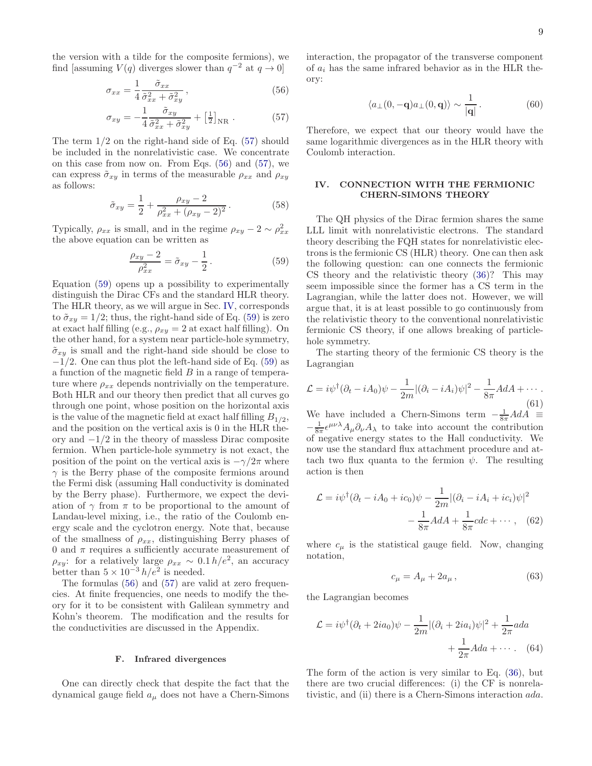the version with a tilde for the composite fermions), we find [assuming $V(q)$ diverges slower than $q^{-2}$ at $q \to 0$]

$$\sigma_{xx} = \frac{1}{4}\frac{\tilde\sigma_{xx}}{\tilde\sigma_{xx}^2 + \tilde\sigma_{xy}^2}\,, \tag{56}$$

$$\sigma_{xy} = -\frac{1}{4}\frac{\tilde\sigma_{xy}}{\tilde\sigma_{xx}^2 + \tilde\sigma_{xy}^2} + \left[\tfrac{1}{2}\right]_{\rm NR}\,. \tag{57}$$

The term 1/2 on the right-hand side of Eq. (57) should be included in the nonrelativistic case. We concentrate on this case from now on. From Eqs. (56) and (57), we can express $\tilde\sigma_{xy}$ in terms of the measurable $\rho_{xx}$ and $\rho_{xy}$ as follows:

$$\tilde\sigma_{xy} = \frac{1}{2} + \frac{\rho_{xy}-2}{\rho_{xx}^2 + (\rho_{xy}-2)^2}\,. \tag{58}$$

Typically, $\rho_{xx}$ is small, and in the regime $\rho_{xy} - 2 \sim \rho_{xx}^2$ the above equation can be written as

$$\frac{\rho_{xy}-2}{\rho_{xx}^2} = \tilde\sigma_{xy} - \frac{1}{2}\,. \tag{59}$$

Equation (59) opens up a possibility to experimentally distinguish the Dirac CFs and the standard HLR theory. The HLR theory, as we will argue in Sec. IV, corresponds to $\tilde\sigma_{xy} = 1/2$; thus, the right-hand side of Eq. (59) is zero at exact half filling (e.g., $\rho_{xy} = 2$ at exact half filling). On the other hand, for a system near particle-hole symmetry, $\tilde\sigma_{xy}$ is small and the right-hand side should be close to $-1/2$. One can thus plot the left-hand side of Eq. (59) as a function of the magnetic field $B$ in a range of temperature where $\rho_{xx}$ depends nontrivially on the temperature. Both HLR and our theory then predict that all curves go through one point, whose position on the horizontal axis is the value of the magnetic field at exact half filling $B_{1/2}$, and the position on the vertical axis is 0 in the HLR theory and $-1/2$ in the theory of massless Dirac composite fermion. When particle-hole symmetry is not exact, the position of the point on the vertical axis is $-\gamma/2\pi$ where $\gamma$ is the Berry phase of the composite fermions around the Fermi disk (assuming Hall conductivity is dominated by the Berry phase). Furthermore, we expect the deviation of $\gamma$ from $\pi$ to be proportional to the amount of Landau-level mixing, i.e., the ratio of the Coulomb energy scale and the cyclotron energy. Note that, because of the smallness of $\rho_{xx}$, distinguishing Berry phases of 0 and $\pi$ requires a sufficiently accurate measurement of $\rho_{xy}$: for a relatively large $\rho_{xx} \sim 0.1\,h/e^2$, an accuracy better than $5\times10^{-3}\,h/e^2$ is needed.

The formulas (56) and (57) are valid at zero frequencies. At finite frequencies, one needs to modify the theory for it to be consistent with Galilean symmetry and Kohn's theorem. The modification and the results for the conductivities are discussed in the Appendix.

### F. Infrared divergences

One can directly check that despite the fact that the dynamical gauge field $a_\mu$ does not have a Chern-Simons interaction, the propagator of the transverse component of $a_i$ has the same infrared behavior as in the HLR theory:

$$\langle a_\perp(0,-\mathbf{q})a_\perp(0,\mathbf{q})\rangle \sim \frac{1}{|\mathbf{q}|}\,. \tag{60}$$

Therefore, we expect that our theory would have the same logarithmic divergences as in the HLR theory with Coulomb interaction.

## IV. CONNECTION WITH THE FERMIONIC CHERN-SIMONS THEORY

The QH physics of the Dirac fermion shares the same LLL limit with nonrelativistic electrons. The standard theory describing the FQH states for nonrelativistic electrons is the fermionic CS (HLR) theory. One can then ask the following question: can one connects the fermionic CS theory and the relativistic theory (36)? This may seem impossible since the former has a CS term in the Lagrangian, while the latter does not. However, we will argue that, it is at least possible to go continuously from the relativistic theory to the conventional nonrelativistic fermionic CS theory, if one allows breaking of particle-hole symmetry.

The starting theory of the fermionic CS theory is the Lagrangian

$$\mathcal{L} = i\psi^\dagger(\partial_t - iA_0)\psi - \frac{1}{2m}|(\partial_i - iA_i)\psi|^2 - \frac{1}{8\pi}AdA + \cdots\,. \tag{61}$$

We have included a Chern-Simons term $-\frac{1}{8\pi}AdA \equiv -\frac{1}{8\pi}\epsilon^{\mu\nu\lambda}A_\mu\partial_\nu A_\lambda$ to take into account the contribution of negative energy states to the Hall conductivity. We now use the standard flux attachment procedure and attach two flux quanta to the fermion $\psi$. The resulting action is then

$$\mathcal{L} = i\psi^\dagger(\partial_t - iA_0 + ic_0)\psi - \frac{1}{2m}|(\partial_i - iA_i + ic_i)\psi|^2 - \frac{1}{8\pi}AdA + \frac{1}{8\pi}cdc + \cdots\,, \tag{62}$$

where $c_\mu$ is the statistical gauge field. Now, changing notation,

$$c_\mu = A_\mu + 2a_\mu\,, \tag{63}$$

the Lagrangian becomes

$$\mathcal{L} = i\psi^\dagger(\partial_t + 2ia_0)\psi - \frac{1}{2m}|(\partial_i + 2ia_i)\psi|^2 + \frac{1}{2\pi}ada + \frac{1}{2\pi}Ada + \cdots\,. \tag{64}$$

The form of the action is very similar to Eq. (36), but there are two crucial differences: (i) the CF is nonrelativistic, and (ii) there is a Chern-Simons interaction $ada$.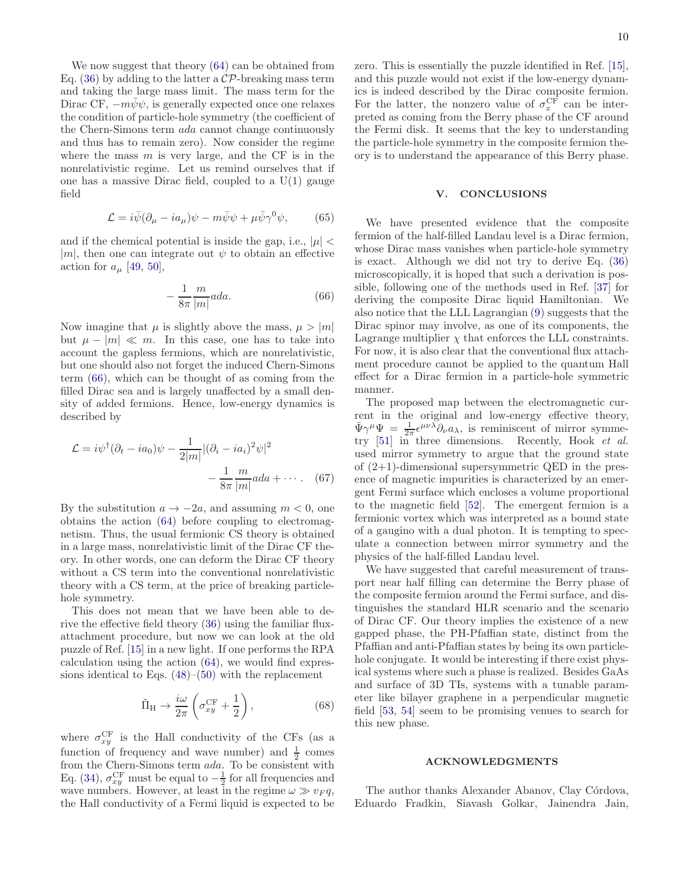We now suggest that theory (64) can be obtained from Eq. (36) by adding to the latter a $\mathcal{CP}$-breaking mass term and taking the large mass limit. The mass term for the Dirac CF, $-m\bar{\psi}\psi$, is generally expected once one relaxes the condition of particle-hole symmetry (the coefficient of the Chern-Simons term $ada$ cannot change continuously and thus has to remain zero). Now consider the regime where the mass $m$ is very large, and the CF is in the nonrelativistic regime. Let us remind ourselves that if one has a massive Dirac field, coupled to a U(1) gauge field

$$\mathcal{L} = i\bar{\psi}(\partial_\mu - ia_\mu)\psi - m\bar{\psi}\psi + \mu\bar{\psi}\gamma^0\psi, \tag{65}$$

and if the chemical potential is inside the gap, i.e., $|\mu| < |m|$, then one can integrate out $\psi$ to obtain an effective action for $a_\mu$ [49, 50],

$$-\frac{1}{8\pi}\frac{m}{|m|}ada. \tag{66}$$

Now imagine that $\mu$ is slightly above the mass, $\mu > |m|$ but $\mu - |m| \ll m$. In this case, one has to take into account the gapless fermions, which are nonrelativistic, but one should also not forget the induced Chern-Simons term (66), which can be thought of as coming from the filled Dirac sea and is largely unaffected by a small density of added fermions. Hence, low-energy dynamics is described by

$$\mathcal{L} = i\psi^\dagger(\partial_t - ia_0)\psi - \frac{1}{2|m|}|(\partial_i - ia_i)^2\psi|^2 - \frac{1}{8\pi}\frac{m}{|m|}ada + \cdots . \tag{67}$$

By the substitution $a \to -2a$, and assuming $m < 0$, one obtains the action (64) before coupling to electromagnetism. Thus, the usual fermionic CS theory is obtained in a large mass, nonrelativistic limit of the Dirac CF theory. In other words, one can deform the Dirac CF theory without a CS term into the conventional nonrelativistic theory with a CS term, at the price of breaking particle-hole symmetry.

This does not mean that we have been able to derive the effective field theory (36) using the familiar flux-attachment procedure, but now we can look at the old puzzle of Ref. [15] in a new light. If one performs the RPA calculation using the action (64), we would find expressions identical to Eqs. (48)–(50) with the replacement

$$\tilde{\Pi}_{\rm H} \to \frac{i\omega}{2\pi}\left(\sigma_{xy}^{\rm CF} + \frac{1}{2}\right), \tag{68}$$

where $\sigma_{xy}^{\rm CF}$ is the Hall conductivity of the CFs (as a function of frequency and wave number) and $\frac{1}{2}$ comes from the Chern-Simons term $ada$. To be consistent with Eq. (34), $\sigma_{xy}^{\rm CF}$ must be equal to $-\frac{1}{2}$ for all frequencies and wave numbers. However, at least in the regime $\omega \gg v_F q$, the Hall conductivity of a Fermi liquid is expected to be zero. This is essentially the puzzle identified in Ref. [15], and this puzzle would not exist if the low-energy dynamics is indeed described by the Dirac composite fermion. For the latter, the nonzero value of $\sigma_x^{\rm CF}$ can be interpreted as coming from the Berry phase of the CF around the Fermi disk. It seems that the key to understanding the particle-hole symmetry in the composite fermion theory is to understand the appearance of this Berry phase.

## V. CONCLUSIONS

We have presented evidence that the composite fermion of the half-filled Landau level is a Dirac fermion, whose Dirac mass vanishes when particle-hole symmetry is exact. Although we did not try to derive Eq. (36) microscopically, it is hoped that such a derivation is possible, following one of the methods used in Ref. [37] for deriving the composite Dirac liquid Hamiltonian. We also notice that the LLL Lagrangian (9) suggests that the Dirac spinor may involve, as one of its components, the Lagrange multiplier $\chi$ that enforces the LLL constraints. For now, it is also clear that the conventional flux attachment procedure cannot be applied to the quantum Hall effect for a Dirac fermion in a particle-hole symmetric manner.

The proposed map between the electromagnetic current in the original and low-energy effective theory, $\bar{\Psi}\gamma^\mu\Psi = \frac{1}{2\pi}\epsilon^{\mu\nu\lambda}\partial_\nu a_\lambda$, is reminiscent of mirror symmetry [51] in three dimensions. Recently, Hook *et al.* used mirror symmetry to argue that the ground state of (2+1)-dimensional supersymmetric QED in the presence of magnetic impurities is characterized by an emergent Fermi surface which encloses a volume proportional to the magnetic field [52]. The emergent fermion is a fermionic vortex which was interpreted as a bound state of a gaugino with a dual photon. It is tempting to speculate a connection between mirror symmetry and the physics of the half-filled Landau level.

We have suggested that careful measurement of transport near half filling can determine the Berry phase of the composite fermion around the Fermi surface, and distinguishes the standard HLR scenario and the scenario of Dirac CF. Our theory implies the existence of a new gapped phase, the PH-Pfaffian state, distinct from the Pfaffian and anti-Pfaffian states by being its own particle-hole conjugate. It would be interesting if there exist physical systems where such a phase is realized. Besides GaAs and surface of 3D TIs, systems with a tunable parameter like bilayer graphene in a perpendicular magnetic field [53, 54] seem to be promising venues to search for this new phase.

## ACKNOWLEDGMENTS

The author thanks Alexander Abanov, Clay Córdova, Eduardo Fradkin, Siavash Golkar, Jainendra Jain,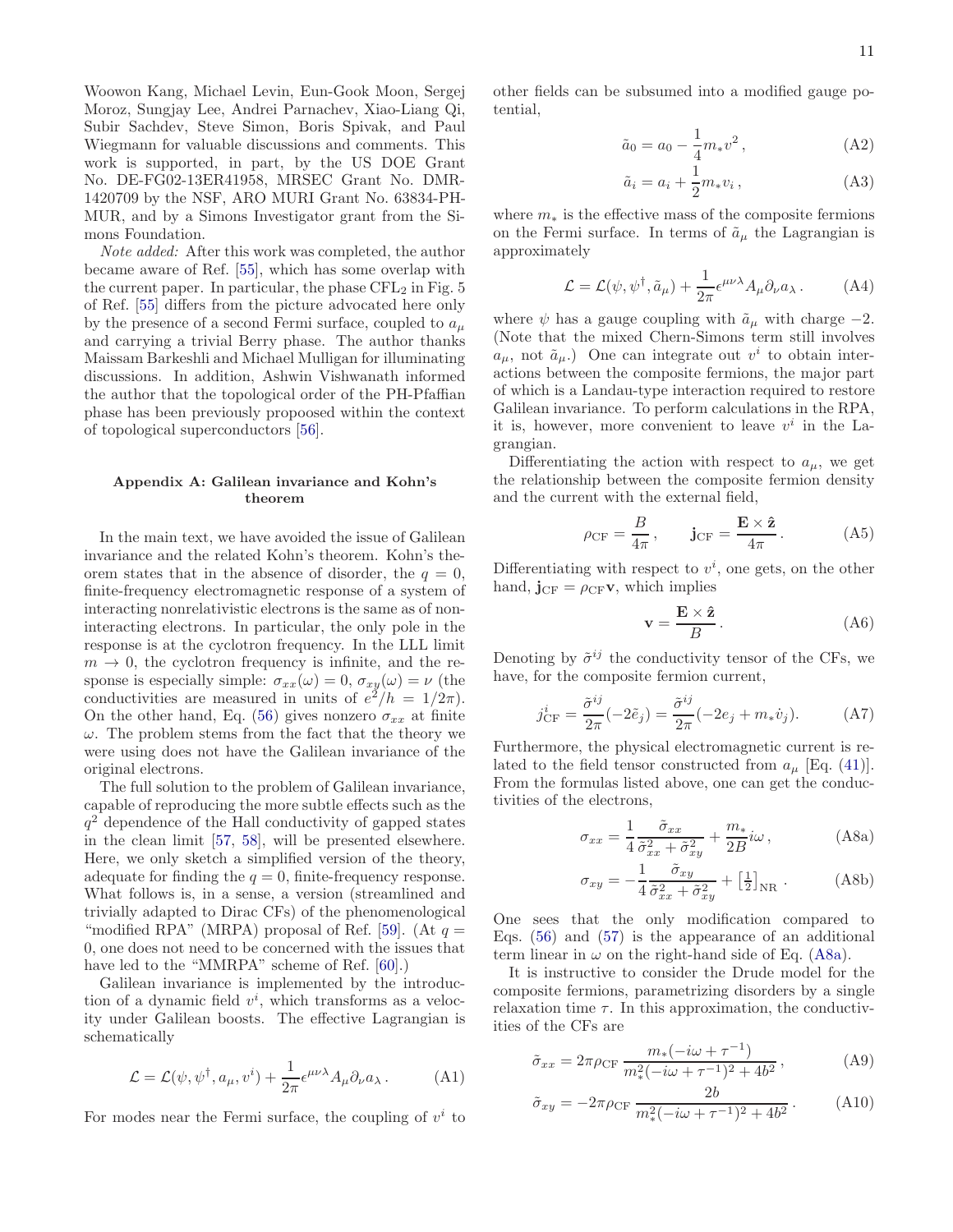Woowon Kang, Michael Levin, Eun-Gook Moon, Sergej Moroz, Sungjay Lee, Andrei Parnachev, Xiao-Liang Qi, Subir Sachdev, Steve Simon, Boris Spivak, and Paul Wiegmann for valuable discussions and comments. This work is supported, in part, by the US DOE Grant No. DE-FG02-13ER41958, MRSEC Grant No. DMR-1420709 by the NSF, ARO MURI Grant No. 63834-PH-MUR, and by a Simons Investigator grant from the Simons Foundation.

*Note added:* After this work was completed, the author became aware of Ref. [55], which has some overlap with the current paper. In particular, the phase $\text{CFL}_2$ in Fig. 5 of Ref. [55] differs from the picture advocated here only by the presence of a second Fermi surface, coupled to $a_\mu$ and carrying a trivial Berry phase. The author thanks Maissam Barkeshli and Michael Mulligan for illuminating discussions. In addition, Ashwin Vishwanath informed the author that the topological order of the PH-Pfaffian phase has been previously propoosed within the context of topological superconductors [56].

## Appendix A: Galilean invariance and Kohn's theorem

In the main text, we have avoided the issue of Galilean invariance and the related Kohn's theorem. Kohn's theorem states that in the absence of disorder, the $q = 0$, finite-frequency electromagnetic response of a system of interacting nonrelativistic electrons is the same as of noninteracting electrons. In particular, the only pole in the response is at the cyclotron frequency. In the LLL limit $m \to 0$, the cyclotron frequency is infinite, and the response is especially simple: $\sigma_{xx}(\omega) = 0$, $\sigma_{xy}(\omega) = \nu$ (the conductivities are measured in units of $e^2/h = 1/2\pi$). On the other hand, Eq. (56) gives nonzero $\sigma_{xx}$ at finite $\omega$. The problem stems from the fact that the theory we were using does not have the Galilean invariance of the original electrons.

The full solution to the problem of Galilean invariance, capable of reproducing the more subtle effects such as the $q^2$ dependence of the Hall conductivity of gapped states in the clean limit [57, 58], will be presented elsewhere. Here, we only sketch a simplified version of the theory, adequate for finding the $q = 0$, finite-frequency response. What follows is, in a sense, a version (streamlined and trivially adapted to Dirac CFs) of the phenomenological "modified RPA" (MRPA) proposal of Ref. [59]. (At $q = 0$, one does not need to be concerned with the issues that have led to the "MMRPA" scheme of Ref. [60].)

Galilean invariance is implemented by the introduction of a dynamic field $v^i$, which transforms as a velocity under Galilean boosts. The effective Lagrangian is schematically

$$\mathcal{L} = \mathcal{L}(\psi, \psi^\dagger, a_\mu, v^i) + \frac{1}{2\pi}\epsilon^{\mu\nu\lambda}A_\mu\partial_\nu a_\lambda\,. \tag{A1}$$

For modes near the Fermi surface, the coupling of $v^i$ to other fields can be subsumed into a modified gauge potential,

$$\tilde{a}_0 = a_0 - \frac{1}{4}m_* v^2\,, \tag{A2}$$

$$\tilde{a}_i = a_i + \frac{1}{2}m_* v_i\,, \tag{A3}$$

where $m_*$ is the effective mass of the composite fermions on the Fermi surface. In terms of $\tilde{a}_\mu$ the Lagrangian is approximately

$$\mathcal{L} = \mathcal{L}(\psi, \psi^\dagger, \tilde{a}_\mu) + \frac{1}{2\pi}\epsilon^{\mu\nu\lambda}A_\mu\partial_\nu a_\lambda\,. \tag{A4}$$

where $\psi$ has a gauge coupling with $\tilde{a}_\mu$ with charge $-2$. (Note that the mixed Chern-Simons term still involves $a_\mu$, not $\tilde{a}_\mu$.) One can integrate out $v^i$ to obtain interactions between the composite fermions, the major part of which is a Landau-type interaction required to restore Galilean invariance. To perform calculations in the RPA, it is, however, more convenient to leave $v^i$ in the Lagrangian.

Differentiating the action with respect to $a_\mu$, we get the relationship between the composite fermion density and the current with the external field,

$$\rho_{\text{CF}} = \frac{B}{4\pi}\,, \qquad \mathbf{j}_{\text{CF}} = \frac{\mathbf{E}\times\hat{\mathbf{z}}}{4\pi}\,. \tag{A5}$$

Differentiating with respect to $v^i$, one gets, on the other hand, $\mathbf{j}_{\text{CF}} = \rho_{\text{CF}}\mathbf{v}$, which implies

$$\mathbf{v} = \frac{\mathbf{E}\times\hat{\mathbf{z}}}{B}\,. \tag{A6}$$

Denoting by $\tilde{\sigma}^{ij}$ the conductivity tensor of the CFs, we have, for the composite fermion current,

$$j^i_{\text{CF}} = \frac{\tilde{\sigma}^{ij}}{2\pi}(-2\tilde{e}_j) = \frac{\tilde{\sigma}^{ij}}{2\pi}(-2e_j + m_*\dot{v}_j). \tag{A7}$$

Furthermore, the physical electromagnetic current is related to the field tensor constructed from $a_\mu$ [Eq. (41)]. From the formulas listed above, one can get the conductivities of the electrons,

$$\sigma_{xx} = \frac{1}{4}\frac{\tilde{\sigma}_{xx}}{\tilde{\sigma}_{xx}^2 + \tilde{\sigma}_{xy}^2} + \frac{m_*}{2B}i\omega\,, \tag{A8a}$$

$$\sigma_{xy} = -\frac{1}{4}\frac{\tilde{\sigma}_{xy}}{\tilde{\sigma}_{xx}^2 + \tilde{\sigma}_{xy}^2} + \left[\tfrac{1}{2}\right]_{\text{NR}}\,. \tag{A8b}$$

One sees that the only modification compared to Eqs. (56) and (57) is the appearance of an additional term linear in $\omega$ on the right-hand side of Eq. (A8a).

It is instructive to consider the Drude model for the composite fermions, parametrizing disorders by a single relaxation time $\tau$. In this approximation, the conductivities of the CFs are

$$\tilde{\sigma}_{xx} = 2\pi\rho_{\text{CF}}\,\frac{m_*(-i\omega + \tau^{-1})}{m_*^2(-i\omega + \tau^{-1})^2 + 4b^2}\,, \tag{A9}$$

$$\tilde{\sigma}_{xy} = -2\pi\rho_{\text{CF}}\,\frac{2b}{m_*^2(-i\omega + \tau^{-1})^2 + 4b^2}\,. \tag{A10}$$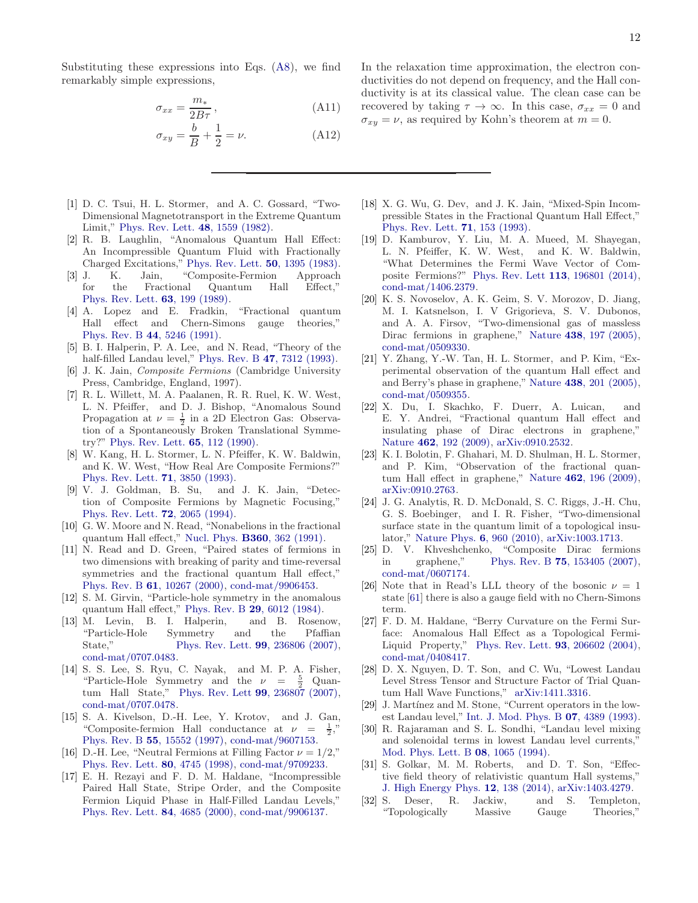Substituting these expressions into Eqs. (A8), we find remarkably simple expressions,

$$\sigma_{xx} = \frac{m_*}{2B\tau}\,, \tag{A11}$$

$$\sigma_{xy} = \frac{b}{B} + \frac{1}{2} = \nu. \tag{A12}$$

In the relaxation time approximation, the electron conductivities do not depend on frequency, and the Hall conductivity is at its classical value. The clean case can be recovered by taking $\tau \to \infty$. In this case, $\sigma_{xx} = 0$ and $\sigma_{xy} = \nu$, as required by Kohn's theorem at $m = 0$.

---

[1] D. C. Tsui, H. L. Stormer, and A. C. Gossard, "Two-Dimensional Magnetotransport in the Extreme Quantum Limit," Phys. Rev. Lett. **48**, 1559 (1982).

[2] R. B. Laughlin, "Anomalous Quantum Hall Effect: An Incompressible Quantum Fluid with Fractionally Charged Excitations," Phys. Rev. Lett. **50**, 1395 (1983).

[3] J. K. Jain, "Composite-Fermion Approach for the Fractional Quantum Hall Effect," Phys. Rev. Lett. **63**, 199 (1989).

[4] A. Lopez and E. Fradkin, "Fractional quantum Hall effect and Chern-Simons gauge theories," Phys. Rev. B **44**, 5246 (1991).

[5] B. I. Halperin, P. A. Lee, and N. Read, "Theory of the half-filled Landau level," Phys. Rev. B **47**, 7312 (1993).

[6] J. K. Jain, *Composite Fermions* (Cambridge University Press, Cambridge, England, 1997).

[7] R. L. Willett, M. A. Paalanen, R. R. Ruel, K. W. West, L. N. Pfeiffer, and D. J. Bishop, "Anomalous Sound Propagation at $\nu = \frac{1}{2}$ in a 2D Electron Gas: Observation of a Spontaneously Broken Translational Symmetry?" Phys. Rev. Lett. **65**, 112 (1990).

[8] W. Kang, H. L. Stormer, L. N. Pfeiffer, K. W. Baldwin, and K. W. West, "How Real Are Composite Fermions?" Phys. Rev. Lett. **71**, 3850 (1993).

[9] V. J. Goldman, B. Su, and J. K. Jain, "Detection of Composite Fermions by Magnetic Focusing," Phys. Rev. Lett. **72**, 2065 (1994).

[10] G. W. Moore and N. Read, "Nonabelions in the fractional quantum Hall effect," Nucl. Phys. **B360**, 362 (1991).

[11] N. Read and D. Green, "Paired states of fermions in two dimensions with breaking of parity and time-reversal symmetries and the fractional quantum Hall effect," Phys. Rev. B **61**, 10267 (2000), cond-mat/9906453.

[12] S. M. Girvin, "Particle-hole symmetry in the anomalous quantum Hall effect," Phys. Rev. B **29**, 6012 (1984).

[13] M. Levin, B. I. Halperin, and B. Rosenow, "Particle-Hole Symmetry and the Pfaffian State," Phys. Rev. Lett. **99**, 236806 (2007), cond-mat/0707.0483.

[14] S. S. Lee, S. Ryu, C. Nayak, and M. P. A. Fisher, "Particle-Hole Symmetry and the $\nu = \frac{5}{2}$ Quantum Hall State," Phys. Rev. Lett **99**, 236807 (2007), cond-mat/0707.0478.

[15] S. A. Kivelson, D.-H. Lee, Y. Krotov, and J. Gan, "Composite-fermion Hall conductance at $\nu = \frac{1}{2}$," Phys. Rev. B **55**, 15552 (1997), cond-mat/9607153.

[16] D.-H. Lee, "Neutral Fermions at Filling Factor $\nu = 1/2$," Phys. Rev. Lett. **80**, 4745 (1998), cond-mat/9709233.

[17] E. H. Rezayi and F. D. M. Haldane, "Incompressible Paired Hall State, Stripe Order, and the Composite Fermion Liquid Phase in Half-Filled Landau Levels," Phys. Rev. Lett. **84**, 4685 (2000), cond-mat/9906137.

[18] X. G. Wu, G. Dev, and J. K. Jain, "Mixed-Spin Incompressible States in the Fractional Quantum Hall Effect," Phys. Rev. Lett. **71**, 153 (1993).

[19] D. Kamburov, Y. Liu, M. A. Mueed, M. Shayegan, L. N. Pfeiffer, K. W. West, and K. W. Baldwin, "What Determines the Fermi Wave Vector of Composite Fermions?" Phys. Rev. Lett **113**, 196801 (2014), cond-mat/1406.2379.

[20] K. S. Novoselov, A. K. Geim, S. V. Morozov, D. Jiang, M. I. Katsnelson, I. V Grigorieva, S. V. Dubonos, and A. A. Firsov, "Two-dimensional gas of massless Dirac fermions in graphene," Nature **438**, 197 (2005), cond-mat/0509330.

[21] Y. Zhang, Y.-W. Tan, H. L. Stormer, and P. Kim, "Experimental observation of the quantum Hall effect and and Berry's phase in graphene," Nature **438**, 201 (2005), cond-mat/0509355.

[22] X. Du, I. Skachko, F. Duerr, A. Luican, and E. Y. Andrei, "Fractional quantum Hall effect and insulating phase of Dirac electrons in graphene," Nature **462**, 192 (2009), arXiv:0910.2532.

[23] K. I. Bolotin, F. Ghahari, M. D. Shulman, H. L. Stormer, and P. Kim, "Observation of the fractional quantum Hall effect in graphene," Nature **462**, 196 (2009), arXiv:0910.2763.

[24] J. G. Analytis, R. D. McDonald, S. C. Riggs, J.-H. Chu, G. S. Boebinger, and I. R. Fisher, "Two-dimensional surface state in the quantum limit of a topological insulator," Nature Phys. **6**, 960 (2010), arXiv:1003.1713.

[25] D. V. Khveshchenko, "Composite Dirac fermions in graphene," Phys. Rev. B **75**, 153405 (2007), cond-mat/0607174.

[26] Note that in Read's LLL theory of the bosonic $\nu = 1$ state [61] there is also a gauge field with no Chern-Simons term.

[27] F. D. M. Haldane, "Berry Curvature on the Fermi Surface: Anomalous Hall Effect as a Topological Fermi-Liquid Property," Phys. Rev. Lett. **93**, 206602 (2004), cond-mat/0408417.

[28] D. X. Nguyen, D. T. Son, and C. Wu, "Lowest Landau Level Stress Tensor and Structure Factor of Trial Quantum Hall Wave Functions," arXiv:1411.3316.

[29] J. Martínez and M. Stone, "Current operators in the lowest Landau level," Int. J. Mod. Phys. B **07**, 4389 (1993).

[30] R. Rajaraman and S. L. Sondhi, "Landau level mixing and solenoidal terms in lowest Landau level currents," Mod. Phys. Lett. B **08**, 1065 (1994).

[31] S. Golkar, M. M. Roberts, and D. T. Son, "Effective field theory of relativistic quantum Hall systems," J. High Energy Phys. **12**, 138 (2014), arXiv:1403.4279.

[32] S. Deser, R. Jackiw, and S. Templeton, "Topologically Massive Gauge Theories,"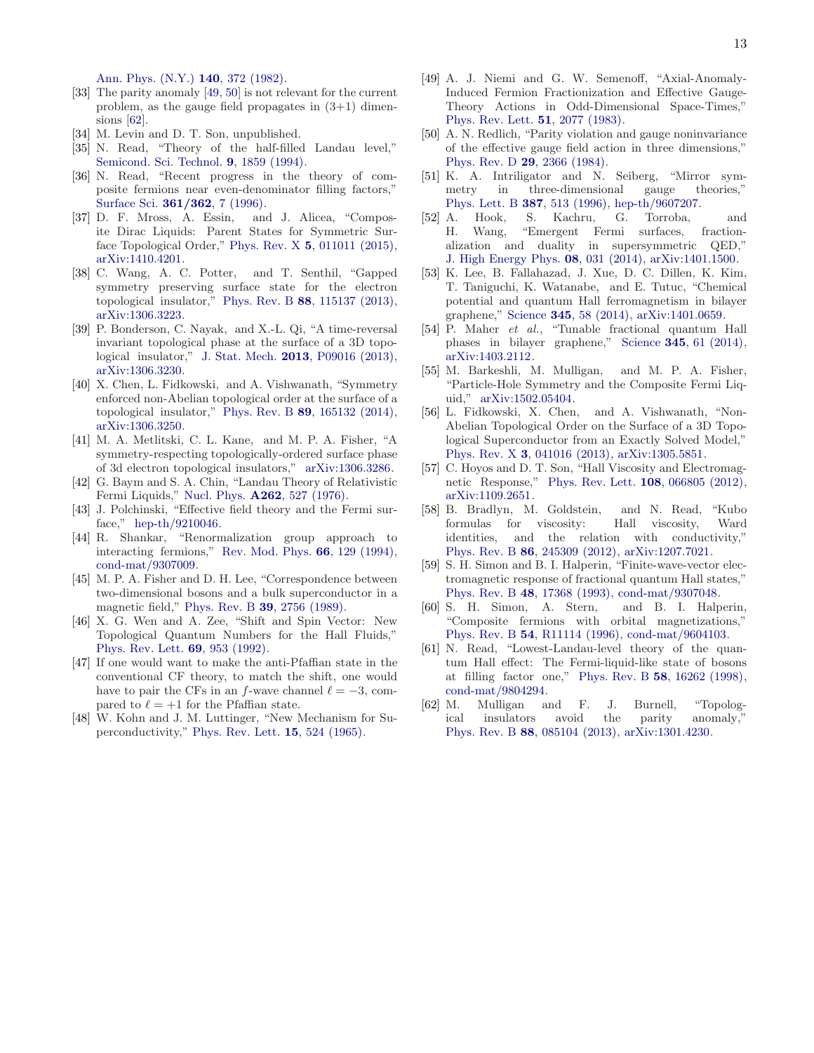Ann. Phys. (N.Y.) **140**, 372 (1982).

[33] The parity anomaly [49, 50] is not relevant for the current problem, as the gauge field propagates in (3+1) dimensions [62].

[34] M. Levin and D. T. Son, unpublished.

[35] N. Read, "Theory of the half-filled Landau level," Semicond. Sci. Technol. **9**, 1859 (1994).

[36] N. Read, "Recent progress in the theory of composite fermions near even-denominator filling factors," Surface Sci. **361/362**, 7 (1996).

[37] D. F. Mross, A. Essin, and J. Alicea, "Composite Dirac Liquids: Parent States for Symmetric Surface Topological Order," Phys. Rev. X **5**, 011011 (2015), arXiv:1410.4201.

[38] C. Wang, A. C. Potter, and T. Senthil, "Gapped symmetry preserving surface state for the electron topological insulator," Phys. Rev. B **88**, 115137 (2013), arXiv:1306.3223.

[39] P. Bonderson, C. Nayak, and X.-L. Qi, "A time-reversal invariant topological phase at the surface of a 3D topological insulator," J. Stat. Mech. **2013**, P09016 (2013), arXiv:1306.3230.

[40] X. Chen, L. Fidkowski, and A. Vishwanath, "Symmetry enforced non-Abelian topological order at the surface of a topological insulator," Phys. Rev. B **89**, 165132 (2014), arXiv:1306.3250.

[41] M. A. Metlitski, C. L. Kane, and M. P. A. Fisher, "A symmetry-respecting topologically-ordered surface phase of 3d electron topological insulators," arXiv:1306.3286.

[42] G. Baym and S. A. Chin, "Landau Theory of Relativistic Fermi Liquids," Nucl. Phys. **A262**, 527 (1976).

[43] J. Polchinski, "Effective field theory and the Fermi surface," hep-th/9210046.

[44] R. Shankar, "Renormalization group approach to interacting fermions," Rev. Mod. Phys. **66**, 129 (1994), cond-mat/9307009.

[45] M. P. A. Fisher and D. H. Lee, "Correspondence between two-dimensional bosons and a bulk superconductor in a magnetic field," Phys. Rev. B **39**, 2756 (1989).

[46] X. G. Wen and A. Zee, "Shift and Spin Vector: New Topological Quantum Numbers for the Hall Fluids," Phys. Rev. Lett. **69**, 953 (1992).

[47] If one would want to make the anti-Pfaffian state in the conventional CF theory, to match the shift, one would have to pair the CFs in an $f$-wave channel $\ell = -3$, compared to $\ell = +1$ for the Pfaffian state.

[48] W. Kohn and J. M. Luttinger, "New Mechanism for Superconductivity," Phys. Rev. Lett. **15**, 524 (1965).

[49] A. J. Niemi and G. W. Semenoff, "Axial-Anomaly-Induced Fermion Fractionization and Effective Gauge-Theory Actions in Odd-Dimensional Space-Times," Phys. Rev. Lett. **51**, 2077 (1983).

[50] A. N. Redlich, "Parity violation and gauge noninvariance of the effective gauge field action in three dimensions," Phys. Rev. D **29**, 2366 (1984).

[51] K. A. Intriligator and N. Seiberg, "Mirror symmetry in three-dimensional gauge theories," Phys. Lett. B **387**, 513 (1996), hep-th/9607207.

[52] A. Hook, S. Kachru, G. Torroba, and H. Wang, "Emergent Fermi surfaces, fractionalization and duality in supersymmetric QED," J. High Energy Phys. **08**, 031 (2014), arXiv:1401.1500.

[53] K. Lee, B. Fallahazad, J. Xue, D. C. Dillen, K. Kim, T. Taniguchi, K. Watanabe, and E. Tutuc, "Chemical potential and quantum Hall ferromagnetism in bilayer graphene," Science **345**, 58 (2014), arXiv:1401.0659.

[54] P. Maher *et al.*, "Tunable fractional quantum Hall phases in bilayer graphene," Science **345**, 61 (2014), arXiv:1403.2112.

[55] M. Barkeshli, M. Mulligan, and M. P. A. Fisher, "Particle-Hole Symmetry and the Composite Fermi Liquid," arXiv:1502.05404.

[56] L. Fidkowski, X. Chen, and A. Vishwanath, "Non-Abelian Topological Order on the Surface of a 3D Topological Superconductor from an Exactly Solved Model," Phys. Rev. X **3**, 041016 (2013), arXiv:1305.5851.

[57] C. Hoyos and D. T. Son, "Hall Viscosity and Electromagnetic Response," Phys. Rev. Lett. **108**, 066805 (2012), arXiv:1109.2651.

[58] B. Bradlyn, M. Goldstein, and N. Read, "Kubo formulas for viscosity: Hall viscosity, Ward identities, and the relation with conductivity," Phys. Rev. B **86**, 245309 (2012), arXiv:1207.7021.

[59] S. H. Simon and B. I. Halperin, "Finite-wave-vector electromagnetic response of fractional quantum Hall states," Phys. Rev. B **48**, 17368 (1993), cond-mat/9307048.

[60] S. H. Simon, A. Stern, and B. I. Halperin, "Composite fermions with orbital magnetizations," Phys. Rev. B **54**, R11114 (1996), cond-mat/9604103.

[61] N. Read, "Lowest-Landau-level theory of the quantum Hall effect: The Fermi-liquid-like state of bosons at filling factor one," Phys. Rev. B **58**, 16262 (1998), cond-mat/9804294.

[62] M. Mulligan and F. J. Burnell, "Topological insulators avoid the parity anomaly," Phys. Rev. B **88**, 085104 (2013), arXiv:1301.4230.